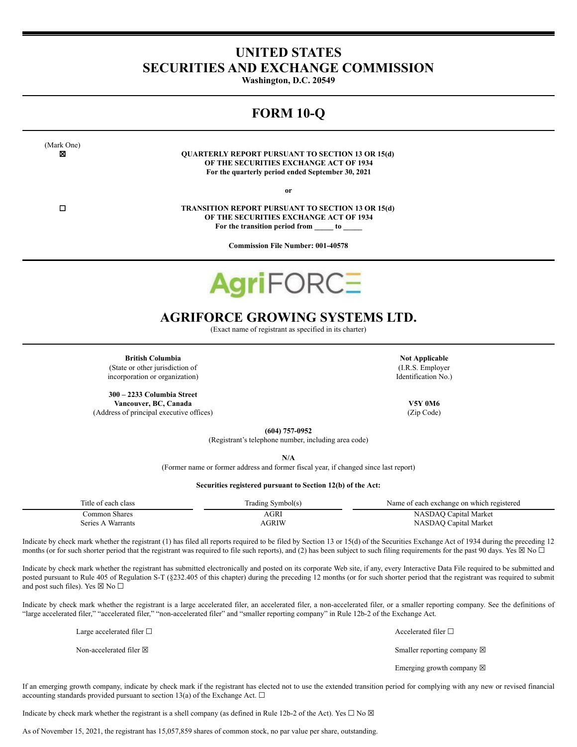# UNITED STATES
# SECURITIES AND EXCHANGE COMMISSION

**Washington, D.C. 20549**

## FORM 10-Q

(Mark One)

☒ **QUARTERLY REPORT PURSUANT TO SECTION 13 OR 15(d) OF THE SECURITIES EXCHANGE ACT OF 1934**
**For the quarterly period ended September 30, 2021**

**or**

☐ **TRANSITION REPORT PURSUANT TO SECTION 13 OR 15(d) OF THE SECURITIES EXCHANGE ACT OF 1934**
**For the transition period from _____ to _____**

**Commission File Number: 001-40578**

AgriFORCE

# AGRIFORCE GROWING SYSTEMS LTD.

(Exact name of registrant as specified in its charter)

| | |
|---|---|
| **British Columbia** (State or other jurisdiction of incorporation or organization) | **Not Applicable** (I.R.S. Employer Identification No.) |
| **300 – 2233 Columbia Street Vancouver, BC, Canada** (Address of principal executive offices) | **V5Y 0M6** (Zip Code) |

**(604) 757-0952**
(Registrant's telephone number, including area code)

**N/A**
(Former name or former address and former fiscal year, if changed since last report)

**Securities registered pursuant to Section 12(b) of the Act:**

| Title of each class | Trading Symbol(s) | Name of each exchange on which registered |
|---|---|---|
| Common Shares | AGRI | NASDAQ Capital Market |
| Series A Warrants | AGRIW | NASDAQ Capital Market |

Indicate by check mark whether the registrant (1) has filed all reports required to be filed by Section 13 or 15(d) of the Securities Exchange Act of 1934 during the preceding 12 months (or for such shorter period that the registrant was required to file such reports), and (2) has been subject to such filing requirements for the past 90 days. Yes ☒ No ☐

Indicate by check mark whether the registrant has submitted electronically and posted on its corporate Web site, if any, every Interactive Data File required to be submitted and posted pursuant to Rule 405 of Regulation S-T (§232.405 of this chapter) during the preceding 12 months (or for such shorter period that the registrant was required to submit and post such files). Yes ☒ No ☐

Indicate by check mark whether the registrant is a large accelerated filer, an accelerated filer, a non-accelerated filer, or a smaller reporting company. See the definitions of "large accelerated filer," "accelerated filer," "non-accelerated filer" and "smaller reporting company" in Rule 12b-2 of the Exchange Act.

| | |
|---|---|
| Large accelerated filer ☐ | Accelerated filer ☐ |
| Non-accelerated filer ☒ | Smaller reporting company ☒ |
| | Emerging growth company ☒ |

If an emerging growth company, indicate by check mark if the registrant has elected not to use the extended transition period for complying with any new or revised financial accounting standards provided pursuant to section 13(a) of the Exchange Act. ☐

Indicate by check mark whether the registrant is a shell company (as defined in Rule 12b-2 of the Act). Yes ☐ No ☒

As of November 15, 2021, the registrant has 15,057,859 shares of common stock, no par value per share, outstanding.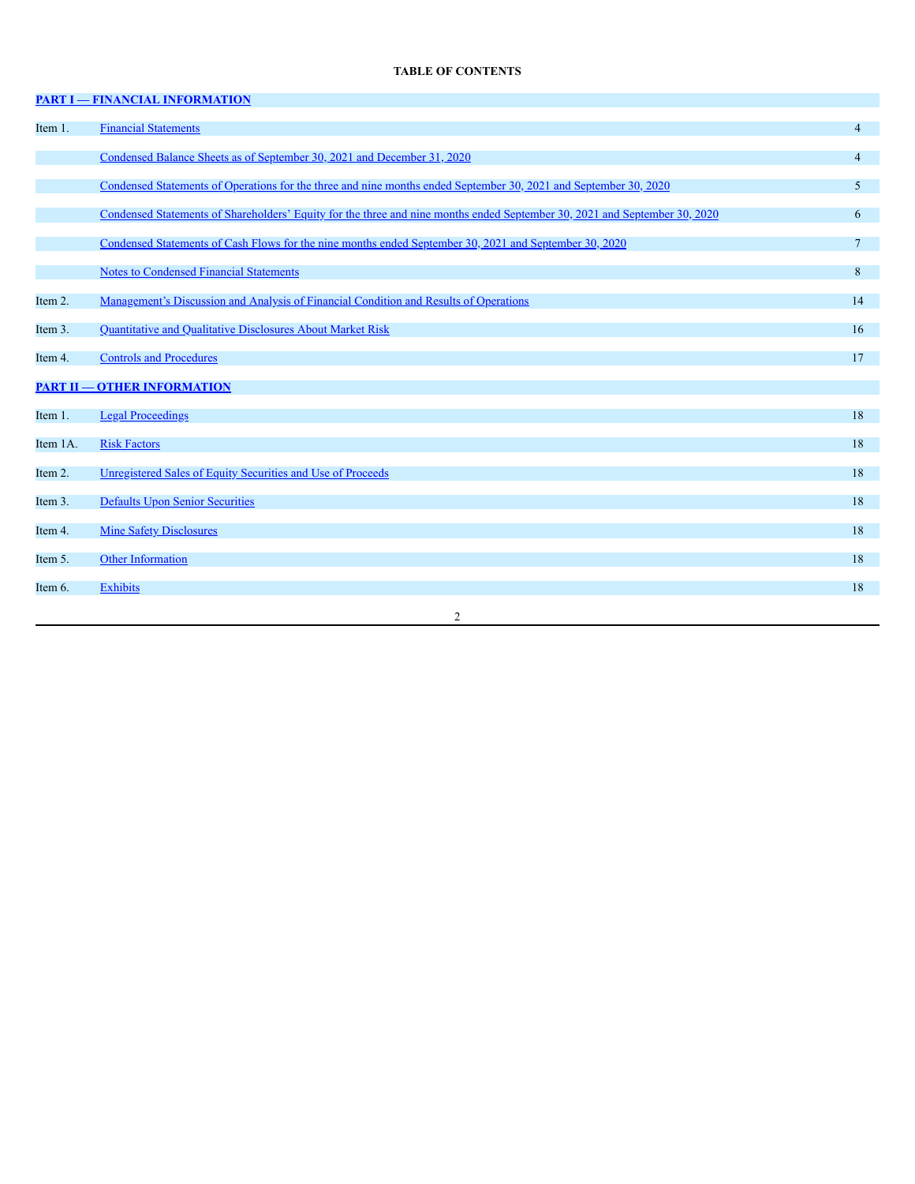**TABLE OF CONTENTS**

| | | |
|---|---|---|
| **PART I — FINANCIAL INFORMATION** | | |
| Item 1. | Financial Statements | 4 |
| | Condensed Balance Sheets as of September 30, 2021 and December 31, 2020 | 4 |
| | Condensed Statements of Operations for the three and nine months ended September 30, 2021 and September 30, 2020 | 5 |
| | Condensed Statements of Shareholders' Equity for the three and nine months ended September 30, 2021 and September 30, 2020 | 6 |
| | Condensed Statements of Cash Flows for the nine months ended September 30, 2021 and September 30, 2020 | 7 |
| | Notes to Condensed Financial Statements | 8 |
| Item 2. | Management's Discussion and Analysis of Financial Condition and Results of Operations | 14 |
| Item 3. | Quantitative and Qualitative Disclosures About Market Risk | 16 |
| Item 4. | Controls and Procedures | 17 |
| **PART II — OTHER INFORMATION** | | |
| Item 1. | Legal Proceedings | 18 |
| Item 1A. | Risk Factors | 18 |
| Item 2. | Unregistered Sales of Equity Securities and Use of Proceeds | 18 |
| Item 3. | Defaults Upon Senior Securities | 18 |
| Item 4. | Mine Safety Disclosures | 18 |
| Item 5. | Other Information | 18 |
| Item 6. | Exhibits | 18 |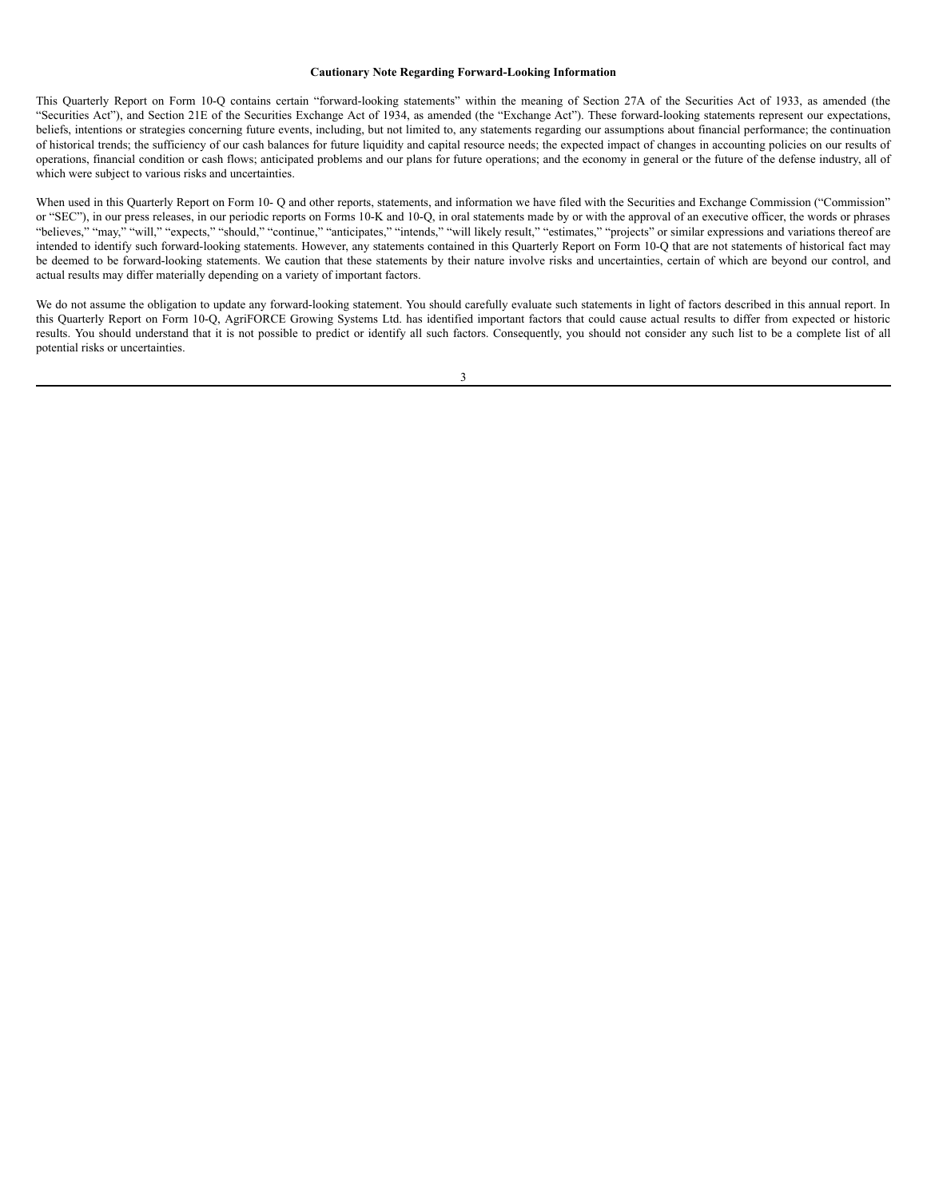**Cautionary Note Regarding Forward-Looking Information**

This Quarterly Report on Form 10-Q contains certain "forward-looking statements" within the meaning of Section 27A of the Securities Act of 1933, as amended (the "Securities Act"), and Section 21E of the Securities Exchange Act of 1934, as amended (the "Exchange Act"). These forward-looking statements represent our expectations, beliefs, intentions or strategies concerning future events, including, but not limited to, any statements regarding our assumptions about financial performance; the continuation of historical trends; the sufficiency of our cash balances for future liquidity and capital resource needs; the expected impact of changes in accounting policies on our results of operations, financial condition or cash flows; anticipated problems and our plans for future operations; and the economy in general or the future of the defense industry, all of which were subject to various risks and uncertainties.

When used in this Quarterly Report on Form 10- Q and other reports, statements, and information we have filed with the Securities and Exchange Commission ("Commission" or "SEC"), in our press releases, in our periodic reports on Forms 10-K and 10-Q, in oral statements made by or with the approval of an executive officer, the words or phrases "believes," "may," "will," "expects," "should," "continue," "anticipates," "intends," "will likely result," "estimates," "projects" or similar expressions and variations thereof are intended to identify such forward-looking statements. However, any statements contained in this Quarterly Report on Form 10-Q that are not statements of historical fact may be deemed to be forward-looking statements. We caution that these statements by their nature involve risks and uncertainties, certain of which are beyond our control, and actual results may differ materially depending on a variety of important factors.

We do not assume the obligation to update any forward-looking statement. You should carefully evaluate such statements in light of factors described in this annual report. In this Quarterly Report on Form 10-Q, AgriFORCE Growing Systems Ltd. has identified important factors that could cause actual results to differ from expected or historic results. You should understand that it is not possible to predict or identify all such factors. Consequently, you should not consider any such list to be a complete list of all potential risks or uncertainties.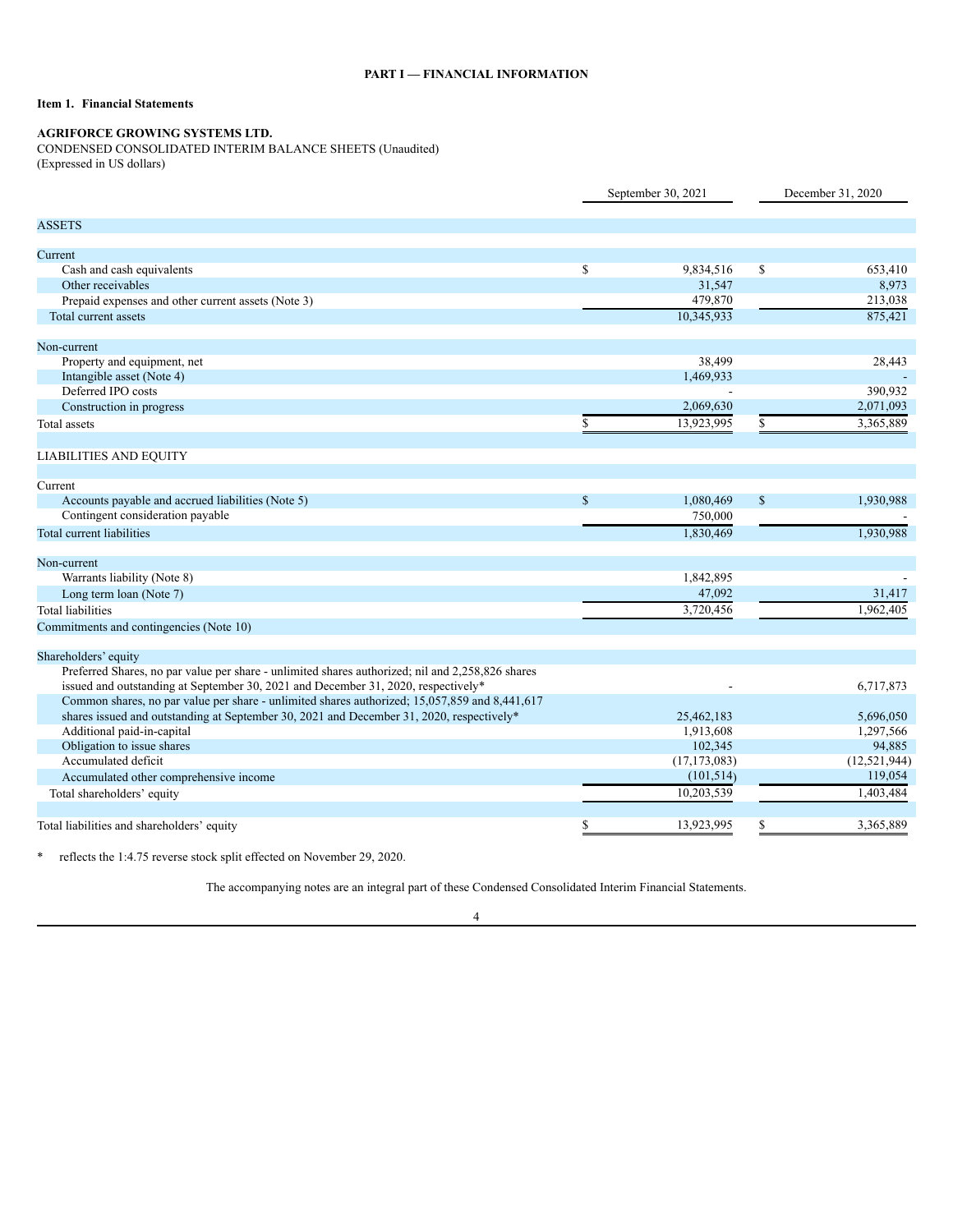## PART I — FINANCIAL INFORMATION

### Item 1. Financial Statements

**AGRIFORCE GROWING SYSTEMS LTD.**

CONDENSED CONSOLIDATED INTERIM BALANCE SHEETS (Unaudited)
(Expressed in US dollars)

| | September 30, 2021 | December 31, 2020 |
|---|---|---|
| ASSETS | | |
| Current | | |
| Cash and cash equivalents | $ 9,834,516 | $ 653,410 |
| Other receivables | 31,547 | 8,973 |
| Prepaid expenses and other current assets (Note 3) | 479,870 | 213,038 |
| Total current assets | 10,345,933 | 875,421 |
| Non-current | | |
| Property and equipment, net | 38,499 | 28,443 |
| Intangible asset (Note 4) | 1,469,933 | - |
| Deferred IPO costs | - | 390,932 |
| Construction in progress | 2,069,630 | 2,071,093 |
| Total assets | $ 13,923,995 | $ 3,365,889 |
| LIABILITIES AND EQUITY | | |
| Current | | |
| Accounts payable and accrued liabilities (Note 5) | $ 1,080,469 | $ 1,930,988 |
| Contingent consideration payable | 750,000 | - |
| Total current liabilities | 1,830,469 | 1,930,988 |
| Non-current | | |
| Warrants liability (Note 8) | 1,842,895 | - |
| Long term loan (Note 7) | 47,092 | 31,417 |
| Total liabilities | 3,720,456 | 1,962,405 |
| Commitments and contingencies (Note 10) | | |
| Shareholders' equity | | |
| Preferred Shares, no par value per share - unlimited shares authorized; nil and 2,258,826 shares issued and outstanding at September 30, 2021 and December 31, 2020, respectively* | - | 6,717,873 |
| Common shares, no par value per share - unlimited shares authorized; 15,057,859 and 8,441,617 shares issued and outstanding at September 30, 2021 and December 31, 2020, respectively* | 25,462,183 | 5,696,050 |
| Additional paid-in-capital | 1,913,608 | 1,297,566 |
| Obligation to issue shares | 102,345 | 94,885 |
| Accumulated deficit | (17,173,083) | (12,521,944) |
| Accumulated other comprehensive income | (101,514) | 119,054 |
| Total shareholders' equity | 10,203,539 | 1,403,484 |
| Total liabilities and shareholders' equity | $ 13,923,995 | $ 3,365,889 |

\* reflects the 1:4.75 reverse stock split effected on November 29, 2020.

The accompanying notes are an integral part of these Condensed Consolidated Interim Financial Statements.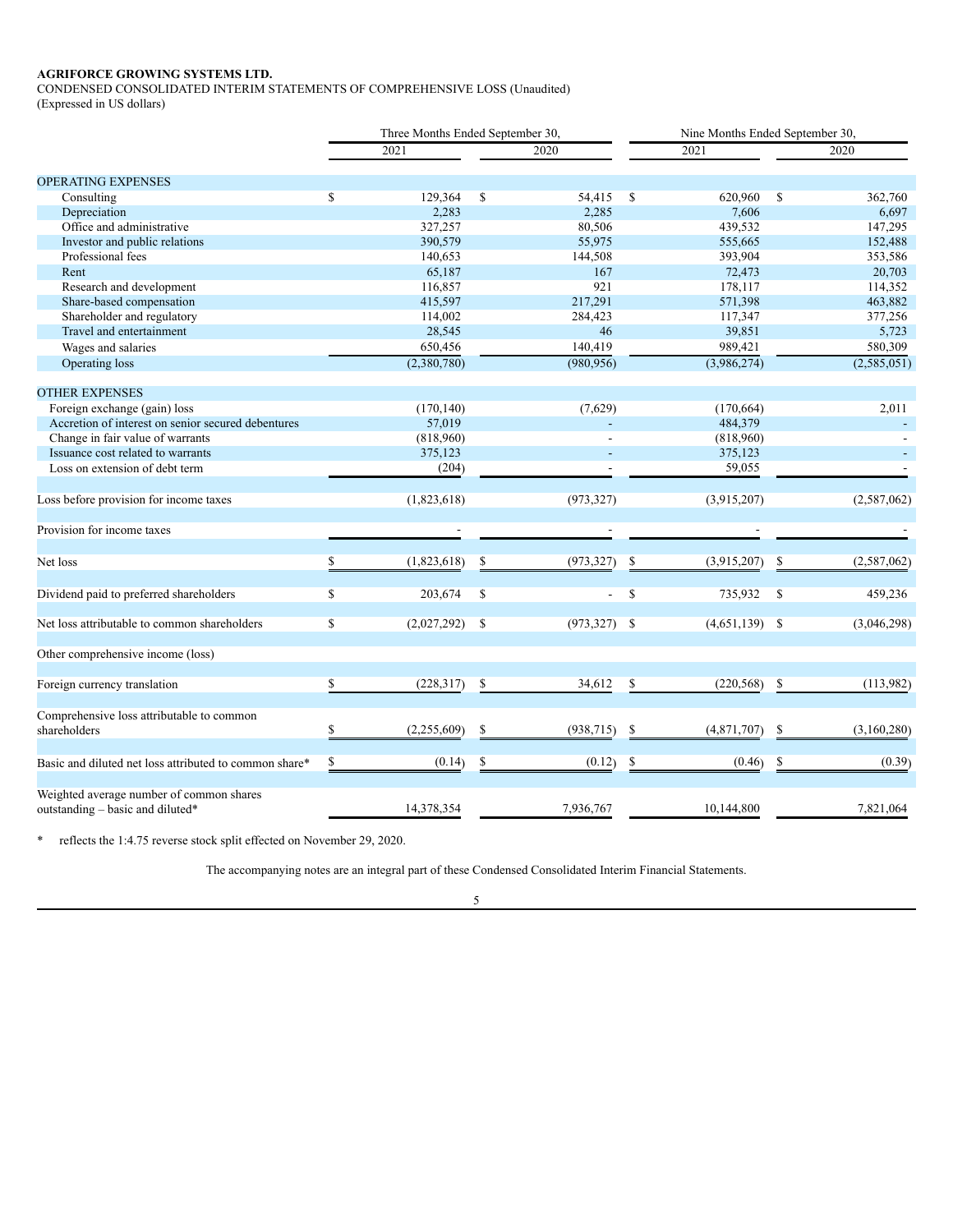**AGRIFORCE GROWING SYSTEMS LTD.**

CONDENSED CONSOLIDATED INTERIM STATEMENTS OF COMPREHENSIVE LOSS (Unaudited)

(Expressed in US dollars)

| | Three Months Ended September 30, | | Nine Months Ended September 30, | |
|---|---|---|---|---|
| | 2021 | 2020 | 2021 | 2020 |
| OPERATING EXPENSES | | | | |
| Consulting | $ 129,364 | $ 54,415 | $ 620,960 | $ 362,760 |
| Depreciation | 2,283 | 2,285 | 7,606 | 6,697 |
| Office and administrative | 327,257 | 80,506 | 439,532 | 147,295 |
| Investor and public relations | 390,579 | 55,975 | 555,665 | 152,488 |
| Professional fees | 140,653 | 144,508 | 393,904 | 353,586 |
| Rent | 65,187 | 167 | 72,473 | 20,703 |
| Research and development | 116,857 | 921 | 178,117 | 114,352 |
| Share-based compensation | 415,597 | 217,291 | 571,398 | 463,882 |
| Shareholder and regulatory | 114,002 | 284,423 | 117,347 | 377,256 |
| Travel and entertainment | 28,545 | 46 | 39,851 | 5,723 |
| Wages and salaries | 650,456 | 140,419 | 989,421 | 580,309 |
| Operating loss | (2,380,780) | (980,956) | (3,986,274) | (2,585,051) |
| OTHER EXPENSES | | | | |
| Foreign exchange (gain) loss | (170,140) | (7,629) | (170,664) | 2,011 |
| Accretion of interest on senior secured debentures | 57,019 | - | 484,379 | - |
| Change in fair value of warrants | (818,960) | - | (818,960) | - |
| Issuance cost related to warrants | 375,123 | - | 375,123 | - |
| Loss on extension of debt term | (204) | - | 59,055 | - |
| Loss before provision for income taxes | (1,823,618) | (973,327) | (3,915,207) | (2,587,062) |
| Provision for income taxes | - | - | - | - |
| Net loss | $ (1,823,618) | $ (973,327) | $ (3,915,207) | $ (2,587,062) |
| Dividend paid to preferred shareholders | $ 203,674 | $ - | $ 735,932 | $ 459,236 |
| Net loss attributable to common shareholders | $ (2,027,292) | $ (973,327) | $ (4,651,139) | $ (3,046,298) |
| Other comprehensive income (loss) | | | | |
| Foreign currency translation | $ (228,317) | $ 34,612 | $ (220,568) | $ (113,982) |
| Comprehensive loss attributable to common shareholders | $ (2,255,609) | $ (938,715) | $ (4,871,707) | $ (3,160,280) |
| Basic and diluted net loss attributed to common share* | $ (0.14) | $ (0.12) | $ (0.46) | $ (0.39) |
| Weighted average number of common shares outstanding – basic and diluted* | 14,378,354 | 7,936,767 | 10,144,800 | 7,821,064 |

\* reflects the 1:4.75 reverse stock split effected on November 29, 2020.

The accompanying notes are an integral part of these Condensed Consolidated Interim Financial Statements.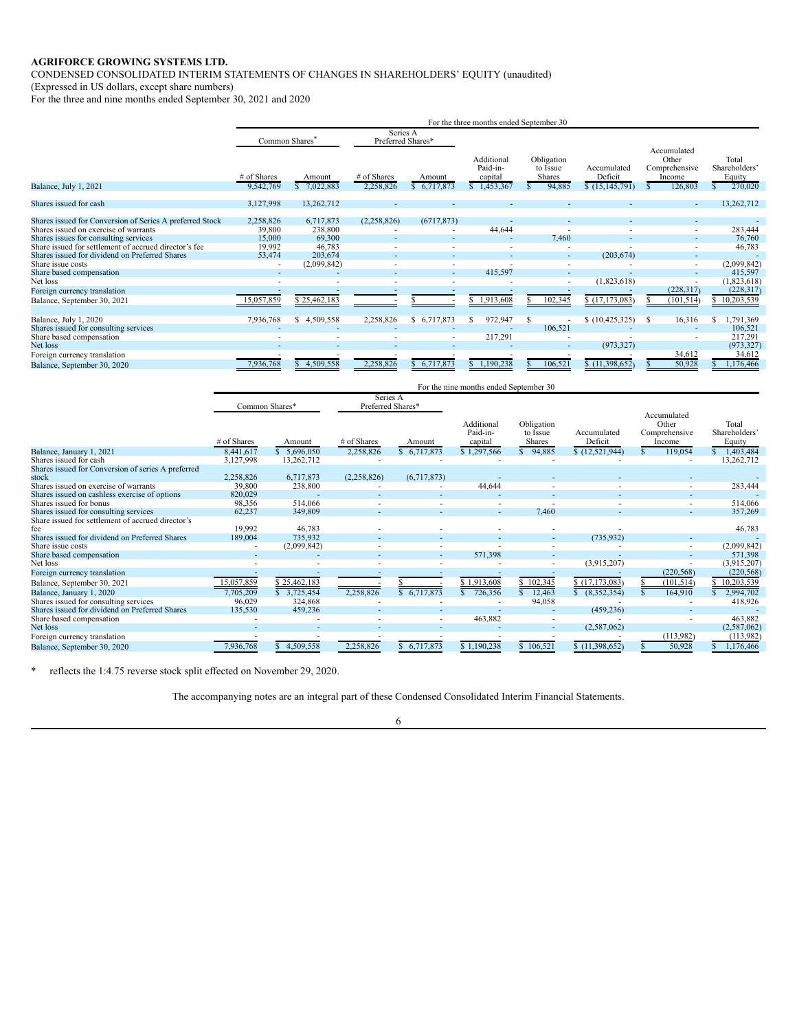**AGRIFORCE GROWING SYSTEMS LTD.**

CONDENSED CONSOLIDATED INTERIM STATEMENTS OF CHANGES IN SHAREHOLDERS' EQUITY (unaudited)

(Expressed in US dollars, except share numbers)

For the three and nine months ended September 30, 2021 and 2020

| For the three months ended September 30 | Common Shares* | | Series A Preferred Shares* | | | | | | |
|---|---|---|---|---|---|---|---|---|---|
| | # of Shares | Amount | # of Shares | Amount | Additional Paid-in-capital | Obligation to Issue Shares | Accumulated Deficit | Accumulated Other Comprehensive Income | Total Shareholders' Equity |
| Balance, July 1, 2021 | 9,542,769 | $ 7,022,883 | 2,258,826 | $ 6,717,873 | $ 1,453,367 | $ 94,885 | $ (15,145,791) | $ 126,803 | $ 270,020 |
| Shares issued for cash | 3,127,998 | 13,262,712 | - | - | - | - | - | - | 13,262,712 |
| Shares issued for Conversion of Series A preferred Stock | 2,258,826 | 6,717,873 | (2,258,826) | (6717,873) | - | - | - | - | - |
| Shares issued on exercise of warrants | 39,800 | 238,800 | - | - | 44,644 | - | - | - | 283,444 |
| Shares issues for consulting services | 15,000 | 69,300 | - | - | - | 7,460 | - | - | 76,760 |
| Share issued for settlement of accrued director's fee | 19,992 | 46,783 | - | - | - | - | - | - | 46,783 |
| Shares issued for dividend on Preferred Shares | 53,474 | 203,674 | - | - | - | - | (203,674) | - | - |
| Share issue costs | - | (2,099,842) | - | - | - | - | - | - | (2,099,842) |
| Share based compensation | - | - | - | - | 415,597 | - | - | - | 415,597 |
| Net loss | - | - | - | - | - | - | (1,823,618) | - | (1,823,618) |
| Foreign currency translation | - | - | - | - | - | - | - | (228,317) | (228,317) |
| Balance, September 30, 2021 | 15,057,859 | $ 25,462,183 | - | $ - | $ 1,913,608 | $ 102,345 | $ (17,173,083) | $ (101,514) | $ 10,203,539 |
| Balance, July 1, 2020 | 7,936,768 | $ 4,509,558 | 2,258,826 | $ 6,717,873 | $ 972,947 | $ - | $ (10,425,325) | $ 16,316 | $ 1,791,369 |
| Shares issued for consulting services | - | - | - | - | - | 106,521 | - | - | 106,521 |
| Share based compensation | - | - | - | - | 217,291 | - | - | - | 217,291 |
| Net loss | - | - | - | - | - | - | (973,327) | - | (973,327) |
| Foreign currency translation | - | - | - | - | - | - | - | 34,612 | 34,612 |
| Balance, September 30, 2020 | 7,936,768 | $ 4,509,558 | 2,258,826 | $ 6,717,873 | $ 1,190,238 | $ 106,521 | $ (11,398,652) | $ 50,928 | $ 1,176,466 |

| For the nine months ended September 30 | Common Shares* | | Series A Preferred Shares* | | | | | | |
|---|---|---|---|---|---|---|---|---|---|
| | # of Shares | Amount | # of Shares | Amount | Additional Paid-in-capital | Obligation to Issue Shares | Accumulated Deficit | Accumulated Other Comprehensive Income | Total Shareholders' Equity |
| Balance, January 1, 2021 | 8,441,617 | $ 5,696,050 | 2,258,826 | $ 6,717,873 | $ 1,297,566 | $ 94,885 | $ (12,521,944) | $ 119,054 | $ 1,403,484 |
| Shares issued for cash | 3,127,998 | 13,262,712 | - | - | - | - | - | - | 13,262,712 |
| Shares issued for Conversion of series A preferred stock | 2,258,826 | 6,717,873 | (2,258,826) | (6,717,873) | - | - | - | - | - |
| Shares issued on exercise of warrants | 39,800 | 238,800 | - | - | 44,644 | - | - | - | 283,444 |
| Shares issued on cashless exercise of options | 820,029 | - | - | - | - | - | - | - | - |
| Shares issued for bonus | 98,356 | 514,066 | - | - | - | - | - | - | 514,066 |
| Shares issued for consulting services | 62,237 | 349,809 | - | - | - | 7,460 | - | - | 357,269 |
| Share issued for settlement of accrued director's fee | 19,992 | 46,783 | - | - | - | - | - | - | 46,783 |
| Shares issued for dividend on Preferred Shares | 189,004 | 735,932 | - | - | - | - | (735,932) | - | - |
| Share issue costs | - | (2,099,842) | - | - | - | - | - | - | (2,099,842) |
| Share based compensation | - | - | - | - | 571,398 | - | - | - | 571,398 |
| Net loss | - | - | - | - | - | - | (3,915,207) | - | (3,915,207) |
| Foreign currency translation | - | - | - | - | - | - | - | (220,568) | (220,568) |
| Balance, September 30, 2021 | 15,057,859 | $ 25,462,183 | - | $ - | $ 1,913,608 | $ 102,345 | $ (17,173,083) | $ (101,514) | $ 10,203,539 |
| Balance, January 1, 2020 | 7,705,209 | $ 3,725,454 | 2,258,826 | $ 6,717,873 | $ 726,356 | $ 12,463 | $ (8,352,354) | $ 164,910 | $ 2,994,702 |
| Shares issued for consulting services | 96,029 | 324,868 | - | - | - | 94,058 | - | - | 418,926 |
| Shares issued for dividend on Preferred Shares | 135,530 | 459,236 | - | - | - | - | (459,236) | - | - |
| Share based compensation | - | - | - | - | 463,882 | - | - | - | 463,882 |
| Net loss | - | - | - | - | - | - | (2,587,062) | - | (2,587,062) |
| Foreign currency translation | - | - | - | - | - | - | - | (113,982) | (113,982) |
| Balance, September 30, 2020 | 7,936,768 | $ 4,509,558 | 2,258,826 | $ 6,717,873 | $ 1,190,238 | $ 106,521 | $ (11,398,652) | $ 50,928 | $ 1,176,466 |

\* reflects the 1:4.75 reverse stock split effected on November 29, 2020.

The accompanying notes are an integral part of these Condensed Consolidated Interim Financial Statements.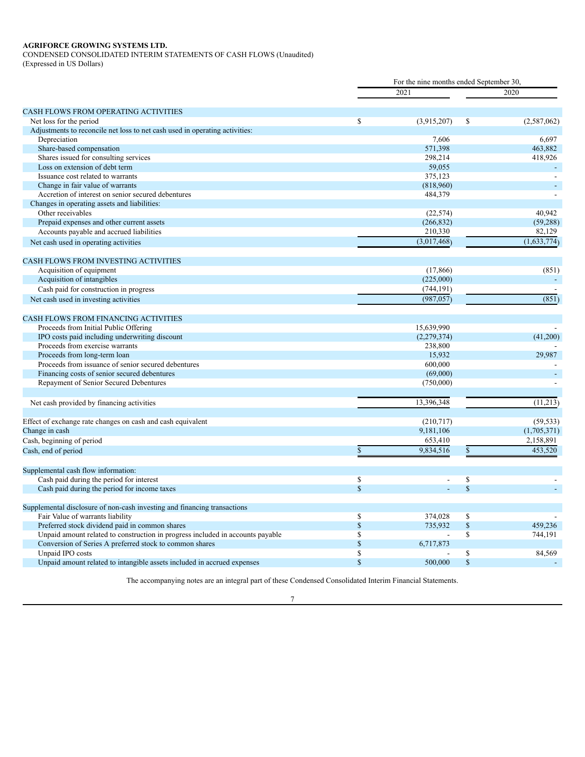**AGRIFORCE GROWING SYSTEMS LTD.**

CONDENSED CONSOLIDATED INTERIM STATEMENTS OF CASH FLOWS (Unaudited)

(Expressed in US Dollars)

| | For the nine months ended September 30, | |
|---|---|---|
| | 2021 | 2020 |
| **CASH FLOWS FROM OPERATING ACTIVITIES** | | |
| Net loss for the period | $ (3,915,207) | $ (2,587,062) |
| Adjustments to reconcile net loss to net cash used in operating activities: | | |
| Depreciation | 7,606 | 6,697 |
| Share-based compensation | 571,398 | 463,882 |
| Shares issued for consulting services | 298,214 | 418,926 |
| Loss on extension of debt term | 59,055 | - |
| Issuance cost related to warrants | 375,123 | - |
| Change in fair value of warrants | (818,960) | - |
| Accretion of interest on senior secured debentures | 484,379 | - |
| Changes in operating assets and liabilities: | | |
| Other receivables | (22,574) | 40,942 |
| Prepaid expenses and other current assets | (266,832) | (59,288) |
| Accounts payable and accrued liabilities | 210,330 | 82,129 |
| Net cash used in operating activities | (3,017,468) | (1,633,774) |
| **CASH FLOWS FROM INVESTING ACTIVITIES** | | |
| Acquisition of equipment | (17,866) | (851) |
| Acquisition of intangibles | (225,000) | - |
| Cash paid for construction in progress | (744,191) | - |
| Net cash used in investing activities | (987,057) | (851) |
| **CASH FLOWS FROM FINANCING ACTIVITIES** | | |
| Proceeds from Initial Public Offering | 15,639,990 | - |
| IPO costs paid including underwriting discount | (2,279,374) | (41,200) |
| Proceeds from exercise warrants | 238,800 | - |
| Proceeds from long-term loan | 15,932 | 29,987 |
| Proceeds from issuance of senior secured debentures | 600,000 | - |
| Financing costs of senior secured debentures | (69,000) | - |
| Repayment of Senior Secured Debentures | (750,000) | - |
| Net cash provided by financing activities | 13,396,348 | (11,213) |
| Effect of exchange rate changes on cash and cash equivalent | (210,717) | (59,533) |
| Change in cash | 9,181,106 | (1,705,371) |
| Cash, beginning of period | 653,410 | 2,158,891 |
| Cash, end of period | $ 9,834,516 | $ 453,520 |
| Supplemental cash flow information: | | |
| Cash paid during the period for interest | $ - | $ - |
| Cash paid during the period for income taxes | $ - | $ - |
| Supplemental disclosure of non-cash investing and financing transactions | | |
| Fair Value of warrants liability | $ 374,028 | $ - |
| Preferred stock dividend paid in common shares | $ 735,932 | $ 459,236 |
| Unpaid amount related to construction in progress included in accounts payable | $ - | $ 744,191 |
| Conversion of Series A preferred stock to common shares | $ 6,717,873 | |
| Unpaid IPO costs | $ - | $ 84,569 |
| Unpaid amount related to intangible assets included in accrued expenses | $ 500,000 | $ - |

The accompanying notes are an integral part of these Condensed Consolidated Interim Financial Statements.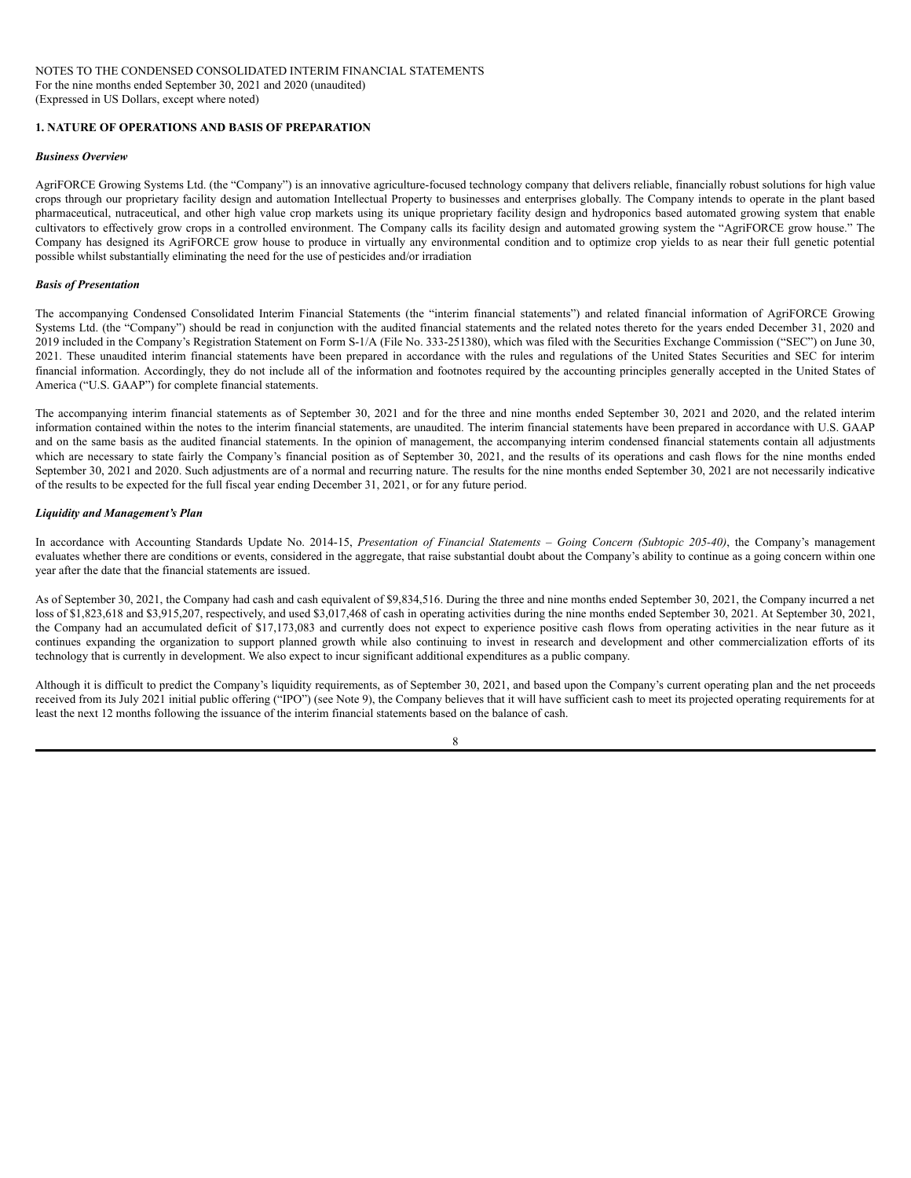NOTES TO THE CONDENSED CONSOLIDATED INTERIM FINANCIAL STATEMENTS
For the nine months ended September 30, 2021 and 2020 (unaudited)
(Expressed in US Dollars, except where noted)

## 1. NATURE OF OPERATIONS AND BASIS OF PREPARATION

### *Business Overview*

AgriFORCE Growing Systems Ltd. (the "Company") is an innovative agriculture-focused technology company that delivers reliable, financially robust solutions for high value crops through our proprietary facility design and automation Intellectual Property to businesses and enterprises globally. The Company intends to operate in the plant based pharmaceutical, nutraceutical, and other high value crop markets using its unique proprietary facility design and hydroponics based automated growing system that enable cultivators to effectively grow crops in a controlled environment. The Company calls its facility design and automated growing system the "AgriFORCE grow house." The Company has designed its AgriFORCE grow house to produce in virtually any environmental condition and to optimize crop yields to as near their full genetic potential possible whilst substantially eliminating the need for the use of pesticides and/or irradiation

### *Basis of Presentation*

The accompanying Condensed Consolidated Interim Financial Statements (the "interim financial statements") and related financial information of AgriFORCE Growing Systems Ltd. (the "Company") should be read in conjunction with the audited financial statements and the related notes thereto for the years ended December 31, 2020 and 2019 included in the Company's Registration Statement on Form S-1/A (File No. 333-251380), which was filed with the Securities Exchange Commission ("SEC") on June 30, 2021. These unaudited interim financial statements have been prepared in accordance with the rules and regulations of the United States Securities and SEC for interim financial information. Accordingly, they do not include all of the information and footnotes required by the accounting principles generally accepted in the United States of America ("U.S. GAAP") for complete financial statements.

The accompanying interim financial statements as of September 30, 2021 and for the three and nine months ended September 30, 2021 and 2020, and the related interim information contained within the notes to the interim financial statements, are unaudited. The interim financial statements have been prepared in accordance with U.S. GAAP and on the same basis as the audited financial statements. In the opinion of management, the accompanying interim condensed financial statements contain all adjustments which are necessary to state fairly the Company's financial position as of September 30, 2021, and the results of its operations and cash flows for the nine months ended September 30, 2021 and 2020. Such adjustments are of a normal and recurring nature. The results for the nine months ended September 30, 2021 are not necessarily indicative of the results to be expected for the full fiscal year ending December 31, 2021, or for any future period.

### *Liquidity and Management's Plan*

In accordance with Accounting Standards Update No. 2014-15, *Presentation of Financial Statements – Going Concern (Subtopic 205-40)*, the Company's management evaluates whether there are conditions or events, considered in the aggregate, that raise substantial doubt about the Company's ability to continue as a going concern within one year after the date that the financial statements are issued.

As of September 30, 2021, the Company had cash and cash equivalent of $9,834,516. During the three and nine months ended September 30, 2021, the Company incurred a net loss of $1,823,618 and $3,915,207, respectively, and used $3,017,468 of cash in operating activities during the nine months ended September 30, 2021. At September 30, 2021, the Company had an accumulated deficit of $17,173,083 and currently does not expect to experience positive cash flows from operating activities in the near future as it continues expanding the organization to support planned growth while also continuing to invest in research and development and other commercialization efforts of its technology that is currently in development. We also expect to incur significant additional expenditures as a public company.

Although it is difficult to predict the Company's liquidity requirements, as of September 30, 2021, and based upon the Company's current operating plan and the net proceeds received from its July 2021 initial public offering ("IPO") (see Note 9), the Company believes that it will have sufficient cash to meet its projected operating requirements for at least the next 12 months following the issuance of the interim financial statements based on the balance of cash.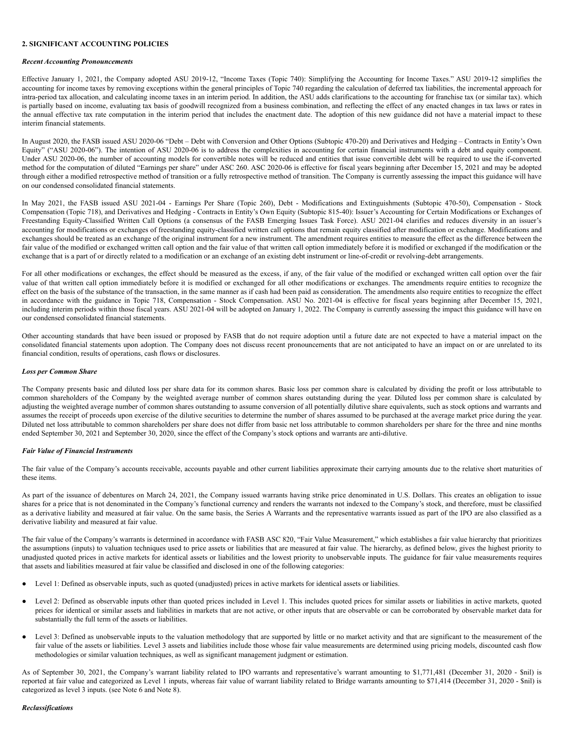## 2. SIGNIFICANT ACCOUNTING POLICIES

### *Recent Accounting Pronouncements*

Effective January 1, 2021, the Company adopted ASU 2019-12, "Income Taxes (Topic 740): Simplifying the Accounting for Income Taxes." ASU 2019-12 simplifies the accounting for income taxes by removing exceptions within the general principles of Topic 740 regarding the calculation of deferred tax liabilities, the incremental approach for intra-period tax allocation, and calculating income taxes in an interim period. In addition, the ASU adds clarifications to the accounting for franchise tax (or similar tax). which is partially based on income, evaluating tax basis of goodwill recognized from a business combination, and reflecting the effect of any enacted changes in tax laws or rates in the annual effective tax rate computation in the interim period that includes the enactment date. The adoption of this new guidance did not have a material impact to these interim financial statements.

In August 2020, the FASB issued ASU 2020-06 "Debt – Debt with Conversion and Other Options (Subtopic 470-20) and Derivatives and Hedging – Contracts in Entity's Own Equity" ("ASU 2020-06"). The intention of ASU 2020-06 is to address the complexities in accounting for certain financial instruments with a debt and equity component. Under ASU 2020-06, the number of accounting models for convertible notes will be reduced and entities that issue convertible debt will be required to use the if-converted method for the computation of diluted "Earnings per share" under ASC 260. ASC 2020-06 is effective for fiscal years beginning after December 15, 2021 and may be adopted through either a modified retrospective method of transition or a fully retrospective method of transition. The Company is currently assessing the impact this guidance will have on our condensed consolidated financial statements.

In May 2021, the FASB issued ASU 2021-04 - Earnings Per Share (Topic 260), Debt - Modifications and Extinguishments (Subtopic 470-50), Compensation - Stock Compensation (Topic 718), and Derivatives and Hedging - Contracts in Entity's Own Equity (Subtopic 815-40): Issuer's Accounting for Certain Modifications or Exchanges of Freestanding Equity-Classified Written Call Options (a consensus of the FASB Emerging Issues Task Force). ASU 2021-04 clarifies and reduces diversity in an issuer's accounting for modifications or exchanges of freestanding equity-classified written call options that remain equity classified after modification or exchange. Modifications and exchanges should be treated as an exchange of the original instrument for a new instrument. The amendment requires entities to measure the effect as the difference between the fair value of the modified or exchanged written call option and the fair value of that written call option immediately before it is modified or exchanged if the modification or the exchange that is a part of or directly related to a modification or an exchange of an existing debt instrument or line-of-credit or revolving-debt arrangements.

For all other modifications or exchanges, the effect should be measured as the excess, if any, of the fair value of the modified or exchanged written call option over the fair value of that written call option immediately before it is modified or exchanged for all other modifications or exchanges. The amendments require entities to recognize the effect on the basis of the substance of the transaction, in the same manner as if cash had been paid as consideration. The amendments also require entities to recognize the effect in accordance with the guidance in Topic 718, Compensation - Stock Compensation. ASU No. 2021-04 is effective for fiscal years beginning after December 15, 2021, including interim periods within those fiscal years. ASU 2021-04 will be adopted on January 1, 2022. The Company is currently assessing the impact this guidance will have on our condensed consolidated financial statements.

Other accounting standards that have been issued or proposed by FASB that do not require adoption until a future date are not expected to have a material impact on the consolidated financial statements upon adoption. The Company does not discuss recent pronouncements that are not anticipated to have an impact on or are unrelated to its financial condition, results of operations, cash flows or disclosures.

### *Loss per Common Share*

The Company presents basic and diluted loss per share data for its common shares. Basic loss per common share is calculated by dividing the profit or loss attributable to common shareholders of the Company by the weighted average number of common shares outstanding during the year. Diluted loss per common share is calculated by adjusting the weighted average number of common shares outstanding to assume conversion of all potentially dilutive share equivalents, such as stock options and warrants and assumes the receipt of proceeds upon exercise of the dilutive securities to determine the number of shares assumed to be purchased at the average market price during the year. Diluted net loss attributable to common shareholders per share does not differ from basic net loss attributable to common shareholders per share for the three and nine months ended September 30, 2021 and September 30, 2020, since the effect of the Company's stock options and warrants are anti-dilutive.

### *Fair Value of Financial Instruments*

The fair value of the Company's accounts receivable, accounts payable and other current liabilities approximate their carrying amounts due to the relative short maturities of these items.

As part of the issuance of debentures on March 24, 2021, the Company issued warrants having strike price denominated in U.S. Dollars. This creates an obligation to issue shares for a price that is not denominated in the Company's functional currency and renders the warrants not indexed to the Company's stock, and therefore, must be classified as a derivative liability and measured at fair value. On the same basis, the Series A Warrants and the representative warrants issued as part of the IPO are also classified as a derivative liability and measured at fair value.

The fair value of the Company's warrants is determined in accordance with FASB ASC 820, "Fair Value Measurement," which establishes a fair value hierarchy that prioritizes the assumptions (inputs) to valuation techniques used to price assets or liabilities that are measured at fair value. The hierarchy, as defined below, gives the highest priority to unadjusted quoted prices in active markets for identical assets or liabilities and the lowest priority to unobservable inputs. The guidance for fair value measurements requires that assets and liabilities measured at fair value be classified and disclosed in one of the following categories:

- Level 1: Defined as observable inputs, such as quoted (unadjusted) prices in active markets for identical assets or liabilities.
- Level 2: Defined as observable inputs other than quoted prices included in Level 1. This includes quoted prices for similar assets or liabilities in active markets, quoted prices for identical or similar assets and liabilities in markets that are not active, or other inputs that are observable or can be corroborated by observable market data for substantially the full term of the assets or liabilities.
- Level 3: Defined as unobservable inputs to the valuation methodology that are supported by little or no market activity and that are significant to the measurement of the fair value of the assets or liabilities. Level 3 assets and liabilities include those whose fair value measurements are determined using pricing models, discounted cash flow methodologies or similar valuation techniques, as well as significant management judgment or estimation.

As of September 30, 2021, the Company's warrant liability related to IPO warrants and representative's warrant amounting to $1,771,481 (December 31, 2020 - $nil) is reported at fair value and categorized as Level 1 inputs, whereas fair value of warrant liability related to Bridge warrants amounting to $71,414 (December 31, 2020 - $nil) is categorized as level 3 inputs. (see Note 6 and Note 8).

### *Reclassifications*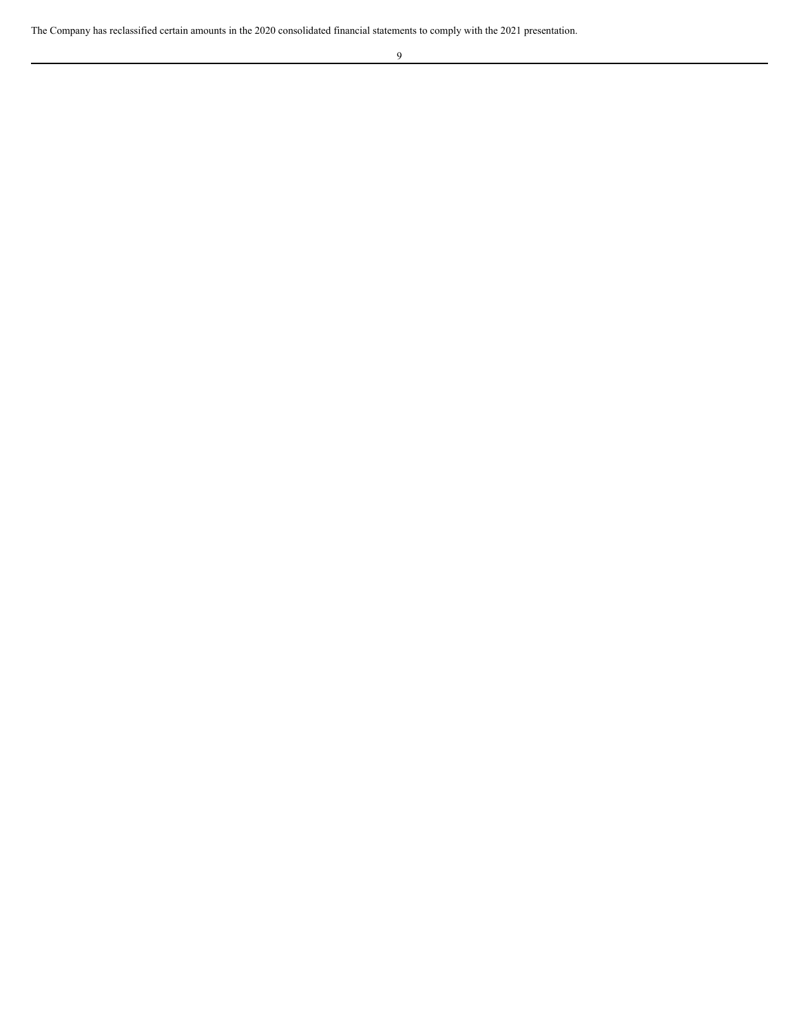The Company has reclassified certain amounts in the 2020 consolidated financial statements to comply with the 2021 presentation.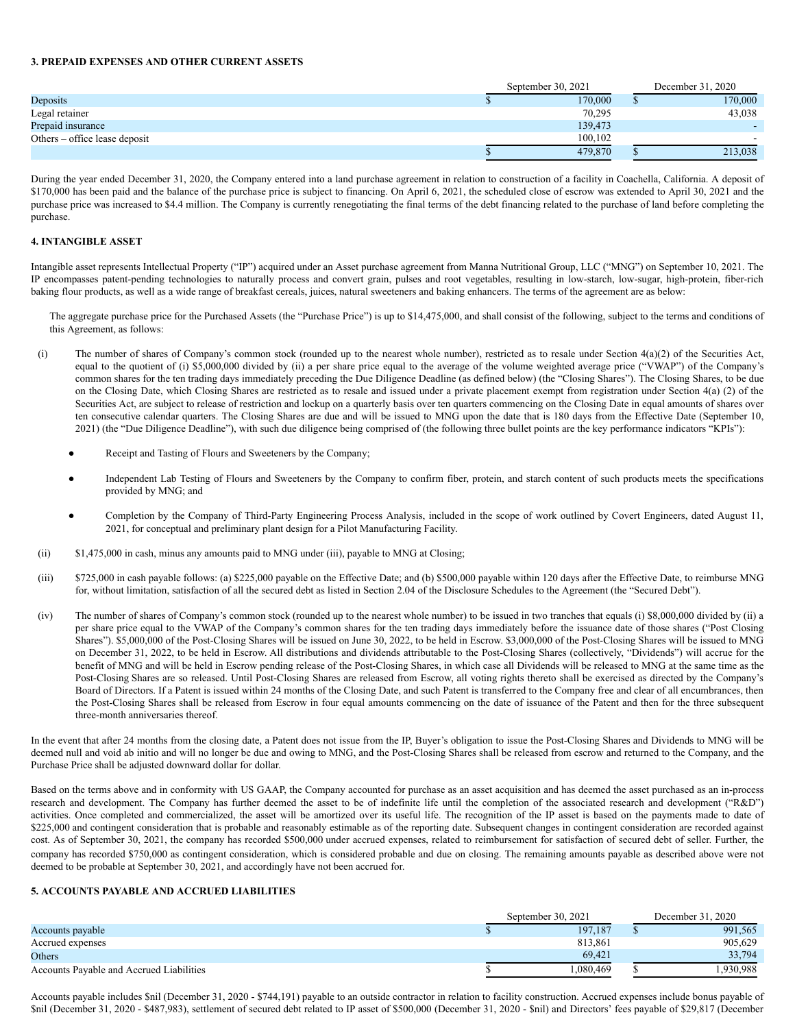### 3. PREPAID EXPENSES AND OTHER CURRENT ASSETS

| | September 30, 2021 | December 31, 2020 |
|---|---|---|
| Deposits | $ 170,000 | $ 170,000 |
| Legal retainer | 70,295 | 43,038 |
| Prepaid insurance | 139,473 | - |
| Others – office lease deposit | 100,102 | - |
| | $ 479,870 | $ 213,038 |

During the year ended December 31, 2020, the Company entered into a land purchase agreement in relation to construction of a facility in Coachella, California. A deposit of $170,000 has been paid and the balance of the purchase price is subject to financing. On April 6, 2021, the scheduled close of escrow was extended to April 30, 2021 and the purchase price was increased to $4.4 million. The Company is currently renegotiating the final terms of the debt financing related to the purchase of land before completing the purchase.

### 4. INTANGIBLE ASSET

Intangible asset represents Intellectual Property ("IP") acquired under an Asset purchase agreement from Manna Nutritional Group, LLC ("MNG") on September 10, 2021. The IP encompasses patent-pending technologies to naturally process and convert grain, pulses and root vegetables, resulting in low-starch, low-sugar, high-protein, fiber-rich baking flour products, as well as a wide range of breakfast cereals, juices, natural sweeteners and baking enhancers. The terms of the agreement are as below:

The aggregate purchase price for the Purchased Assets (the "Purchase Price") is up to $14,475,000, and shall consist of the following, subject to the terms and conditions of this Agreement, as follows:

(i) The number of shares of Company's common stock (rounded up to the nearest whole number), restricted as to resale under Section 4(a)(2) of the Securities Act, equal to the quotient of (i) $5,000,000 divided by (ii) a per share price equal to the average of the volume weighted average price ("VWAP") of the Company's common shares for the ten trading days immediately preceding the Due Diligence Deadline (as defined below) (the "Closing Shares"). The Closing Shares, to be due on the Closing Date, which Closing Shares are restricted as to resale and issued under a private placement exempt from registration under Section 4(a) (2) of the Securities Act, are subject to release of restriction and lockup on a quarterly basis over ten quarters commencing on the Closing Date in equal amounts of shares over ten consecutive calendar quarters. The Closing Shares are due and will be issued to MNG upon the date that is 180 days from the Effective Date (September 10, 2021) (the "Due Diligence Deadline"), with such due diligence being comprised of (the following three bullet points are the key performance indicators "KPIs"):

- Receipt and Tasting of Flours and Sweeteners by the Company;
- Independent Lab Testing of Flours and Sweeteners by the Company to confirm fiber, protein, and starch content of such products meets the specifications provided by MNG; and
- Completion by the Company of Third-Party Engineering Process Analysis, included in the scope of work outlined by Covert Engineers, dated August 11, 2021, for conceptual and preliminary plant design for a Pilot Manufacturing Facility.

(ii) $1,475,000 in cash, minus any amounts paid to MNG under (iii), payable to MNG at Closing;

(iii) $725,000 in cash payable follows: (a) $225,000 payable on the Effective Date; and (b) $500,000 payable within 120 days after the Effective Date, to reimburse MNG for, without limitation, satisfaction of all the secured debt as listed in Section 2.04 of the Disclosure Schedules to the Agreement (the "Secured Debt").

(iv) The number of shares of Company's common stock (rounded up to the nearest whole number) to be issued in two tranches that equals (i) $8,000,000 divided by (ii) a per share price equal to the VWAP of the Company's common shares for the ten trading days immediately before the issuance date of those shares ("Post Closing Shares"). $5,000,000 of the Post-Closing Shares will be issued on June 30, 2022, to be held in Escrow. $3,000,000 of the Post-Closing Shares will be issued to MNG on December 31, 2022, to be held in Escrow. All distributions and dividends attributable to the Post-Closing Shares (collectively, "Dividends") will accrue for the benefit of MNG and will be held in Escrow pending release of the Post-Closing Shares, in which case all Dividends will be released to MNG at the same time as the Post-Closing Shares are so released. Until Post-Closing Shares are released from Escrow, all voting rights thereto shall be exercised as directed by the Company's Board of Directors. If a Patent is issued within 24 months of the Closing Date, and such Patent is transferred to the Company free and clear of all encumbrances, then the Post-Closing Shares shall be released from Escrow in four equal amounts commencing on the date of issuance of the Patent and then for the three subsequent three-month anniversaries thereof.

In the event that after 24 months from the closing date, a Patent does not issue from the IP, Buyer's obligation to issue the Post-Closing Shares and Dividends to MNG will be deemed null and void ab initio and will no longer be due and owing to MNG, and the Post-Closing Shares shall be released from escrow and returned to the Company, and the Purchase Price shall be adjusted downward dollar for dollar.

Based on the terms above and in conformity with US GAAP, the Company accounted for purchase as an asset acquisition and has deemed the asset purchased as an in-process research and development. The Company has further deemed the asset to be of indefinite life until the completion of the associated research and development ("R&D") activities. Once completed and commercialized, the asset will be amortized over its useful life. The recognition of the IP asset is based on the payments made to date of $225,000 and contingent consideration that is probable and reasonably estimable as of the reporting date. Subsequent changes in contingent consideration are recorded against cost. As of September 30, 2021, the company has recorded $500,000 under accrued expenses, related to reimbursement for satisfaction of secured debt of seller. Further, the company has recorded $750,000 as contingent consideration, which is considered probable and due on closing. The remaining amounts payable as described above were not deemed to be probable at September 30, 2021, and accordingly have not been accrued for.

### 5. ACCOUNTS PAYABLE AND ACCRUED LIABILITIES

| | September 30, 2021 | December 31, 2020 |
|---|---|---|
| Accounts payable | $ 197,187 | $ 991,565 |
| Accrued expenses | 813,861 | 905,629 |
| Others | 69,421 | 33,794 |
| Accounts Payable and Accrued Liabilities | $ 1,080,469 | $ 1,930,988 |

Accounts payable includes $nil (December 31, 2020 - $744,191) payable to an outside contractor in relation to facility construction. Accrued expenses include bonus payable of $nil (December 31, 2020 - $487,983), settlement of secured debt related to IP asset of $500,000 (December 31, 2020 - $nil) and Directors' fees payable of $29,817 (December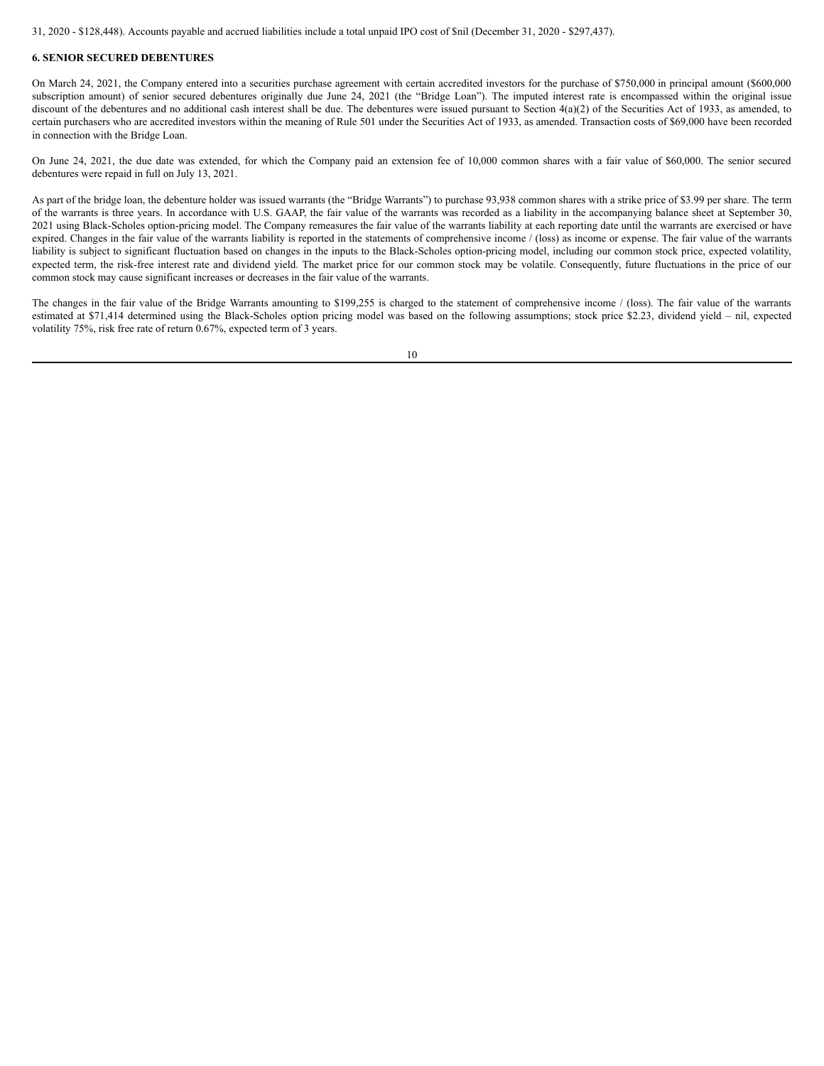31, 2020 - $128,448). Accounts payable and accrued liabilities include a total unpaid IPO cost of $nil (December 31, 2020 - $297,437).

**6. SENIOR SECURED DEBENTURES**

On March 24, 2021, the Company entered into a securities purchase agreement with certain accredited investors for the purchase of $750,000 in principal amount ($600,000 subscription amount) of senior secured debentures originally due June 24, 2021 (the "Bridge Loan"). The imputed interest rate is encompassed within the original issue discount of the debentures and no additional cash interest shall be due. The debentures were issued pursuant to Section 4(a)(2) of the Securities Act of 1933, as amended, to certain purchasers who are accredited investors within the meaning of Rule 501 under the Securities Act of 1933, as amended. Transaction costs of $69,000 have been recorded in connection with the Bridge Loan.

On June 24, 2021, the due date was extended, for which the Company paid an extension fee of 10,000 common shares with a fair value of $60,000. The senior secured debentures were repaid in full on July 13, 2021.

As part of the bridge loan, the debenture holder was issued warrants (the "Bridge Warrants") to purchase 93,938 common shares with a strike price of $3.99 per share. The term of the warrants is three years. In accordance with U.S. GAAP, the fair value of the warrants was recorded as a liability in the accompanying balance sheet at September 30, 2021 using Black-Scholes option-pricing model. The Company remeasures the fair value of the warrants liability at each reporting date until the warrants are exercised or have expired. Changes in the fair value of the warrants liability is reported in the statements of comprehensive income / (loss) as income or expense. The fair value of the warrants liability is subject to significant fluctuation based on changes in the inputs to the Black-Scholes option-pricing model, including our common stock price, expected volatility, expected term, the risk-free interest rate and dividend yield. The market price for our common stock may be volatile. Consequently, future fluctuations in the price of our common stock may cause significant increases or decreases in the fair value of the warrants.

The changes in the fair value of the Bridge Warrants amounting to $199,255 is charged to the statement of comprehensive income / (loss). The fair value of the warrants estimated at $71,414 determined using the Black-Scholes option pricing model was based on the following assumptions; stock price $2.23, dividend yield – nil, expected volatility 75%, risk free rate of return 0.67%, expected term of 3 years.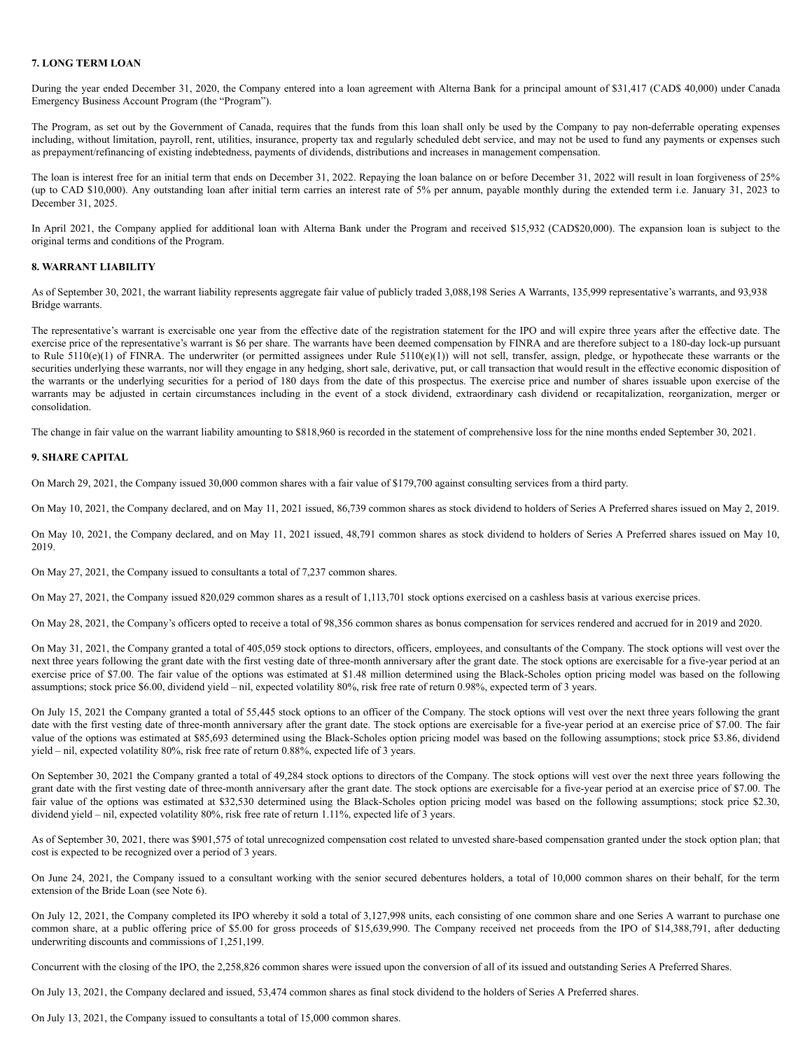### 7. LONG TERM LOAN

During the year ended December 31, 2020, the Company entered into a loan agreement with Alterna Bank for a principal amount of $31,417 (CAD$ 40,000) under Canada Emergency Business Account Program (the "Program").

The Program, as set out by the Government of Canada, requires that the funds from this loan shall only be used by the Company to pay non-deferrable operating expenses including, without limitation, payroll, rent, utilities, insurance, property tax and regularly scheduled debt service, and may not be used to fund any payments or expenses such as prepayment/refinancing of existing indebtedness, payments of dividends, distributions and increases in management compensation.

The loan is interest free for an initial term that ends on December 31, 2022. Repaying the loan balance on or before December 31, 2022 will result in loan forgiveness of 25% (up to CAD $10,000). Any outstanding loan after initial term carries an interest rate of 5% per annum, payable monthly during the extended term i.e. January 31, 2023 to December 31, 2025.

In April 2021, the Company applied for additional loan with Alterna Bank under the Program and received $15,932 (CAD$20,000). The expansion loan is subject to the original terms and conditions of the Program.

### 8. WARRANT LIABILITY

As of September 30, 2021, the warrant liability represents aggregate fair value of publicly traded 3,088,198 Series A Warrants, 135,999 representative's warrants, and 93,938 Bridge warrants.

The representative's warrant is exercisable one year from the effective date of the registration statement for the IPO and will expire three years after the effective date. The exercise price of the representative's warrant is $6 per share. The warrants have been deemed compensation by FINRA and are therefore subject to a 180-day lock-up pursuant to Rule 5110(e)(1) of FINRA. The underwriter (or permitted assignees under Rule 5110(e)(1)) will not sell, transfer, assign, pledge, or hypothecate these warrants or the securities underlying these warrants, nor will they engage in any hedging, short sale, derivative, put, or call transaction that would result in the effective economic disposition of the warrants or the underlying securities for a period of 180 days from the date of this prospectus. The exercise price and number of shares issuable upon exercise of the warrants may be adjusted in certain circumstances including in the event of a stock dividend, extraordinary cash dividend or recapitalization, reorganization, merger or consolidation.

The change in fair value on the warrant liability amounting to $818,960 is recorded in the statement of comprehensive loss for the nine months ended September 30, 2021.

### 9. SHARE CAPITAL

On March 29, 2021, the Company issued 30,000 common shares with a fair value of $179,700 against consulting services from a third party.

On May 10, 2021, the Company declared, and on May 11, 2021 issued, 86,739 common shares as stock dividend to holders of Series A Preferred shares issued on May 2, 2019.

On May 10, 2021, the Company declared, and on May 11, 2021 issued, 48,791 common shares as stock dividend to holders of Series A Preferred shares issued on May 10, 2019.

On May 27, 2021, the Company issued to consultants a total of 7,237 common shares.

On May 27, 2021, the Company issued 820,029 common shares as a result of 1,113,701 stock options exercised on a cashless basis at various exercise prices.

On May 28, 2021, the Company's officers opted to receive a total of 98,356 common shares as bonus compensation for services rendered and accrued for in 2019 and 2020.

On May 31, 2021, the Company granted a total of 405,059 stock options to directors, officers, employees, and consultants of the Company. The stock options will vest over the next three years following the grant date with the first vesting date of three-month anniversary after the grant date. The stock options are exercisable for a five-year period at an exercise price of $7.00. The fair value of the options was estimated at $1.48 million determined using the Black-Scholes option pricing model was based on the following assumptions; stock price $6.00, dividend yield – nil, expected volatility 80%, risk free rate of return 0.98%, expected term of 3 years.

On July 15, 2021 the Company granted a total of 55,445 stock options to an officer of the Company. The stock options will vest over the next three years following the grant date with the first vesting date of three-month anniversary after the grant date. The stock options are exercisable for a five-year period at an exercise price of $7.00. The fair value of the options was estimated at $85,693 determined using the Black-Scholes option pricing model was based on the following assumptions; stock price $3.86, dividend yield – nil, expected volatility 80%, risk free rate of return 0.88%, expected life of 3 years.

On September 30, 2021 the Company granted a total of 49,284 stock options to directors of the Company. The stock options will vest over the next three years following the grant date with the first vesting date of three-month anniversary after the grant date. The stock options are exercisable for a five-year period at an exercise price of $7.00. The fair value of the options was estimated at $32,530 determined using the Black-Scholes option pricing model was based on the following assumptions; stock price $2.30, dividend yield – nil, expected volatility 80%, risk free rate of return 1.11%, expected life of 3 years.

As of September 30, 2021, there was $901,575 of total unrecognized compensation cost related to unvested share-based compensation granted under the stock option plan; that cost is expected to be recognized over a period of 3 years.

On June 24, 2021, the Company issued to a consultant working with the senior secured debentures holders, a total of 10,000 common shares on their behalf, for the term extension of the Bride Loan (see Note 6).

On July 12, 2021, the Company completed its IPO whereby it sold a total of 3,127,998 units, each consisting of one common share and one Series A warrant to purchase one common share, at a public offering price of $5.00 for gross proceeds of $15,639,990. The Company received net proceeds from the IPO of $14,388,791, after deducting underwriting discounts and commissions of 1,251,199.

Concurrent with the closing of the IPO, the 2,258,826 common shares were issued upon the conversion of all of its issued and outstanding Series A Preferred Shares.

On July 13, 2021, the Company declared and issued, 53,474 common shares as final stock dividend to the holders of Series A Preferred shares.

On July 13, 2021, the Company issued to consultants a total of 15,000 common shares.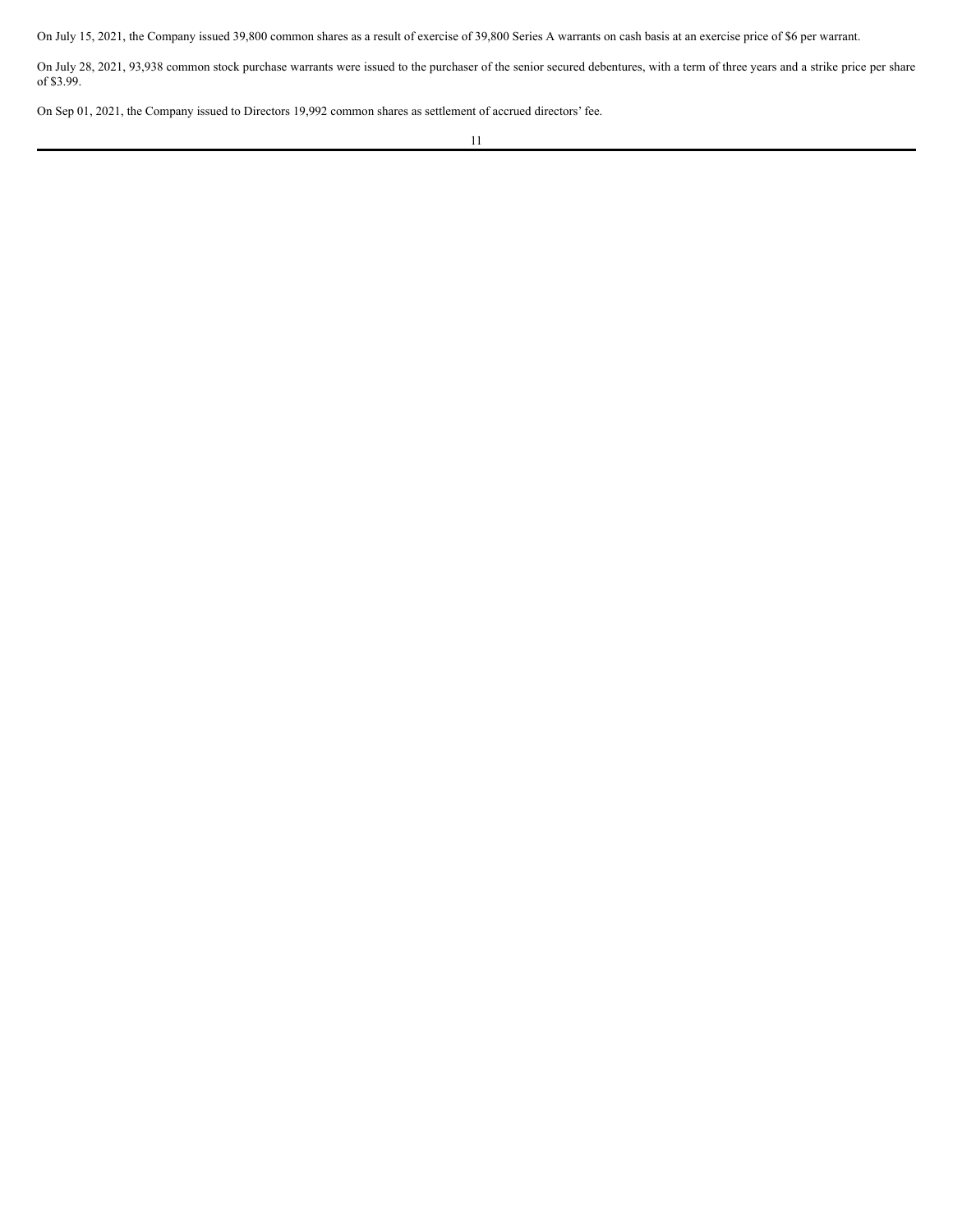On July 15, 2021, the Company issued 39,800 common shares as a result of exercise of 39,800 Series A warrants on cash basis at an exercise price of $6 per warrant.

On July 28, 2021, 93,938 common stock purchase warrants were issued to the purchaser of the senior secured debentures, with a term of three years and a strike price per share of $3.99.

On Sep 01, 2021, the Company issued to Directors 19,992 common shares as settlement of accrued directors' fee.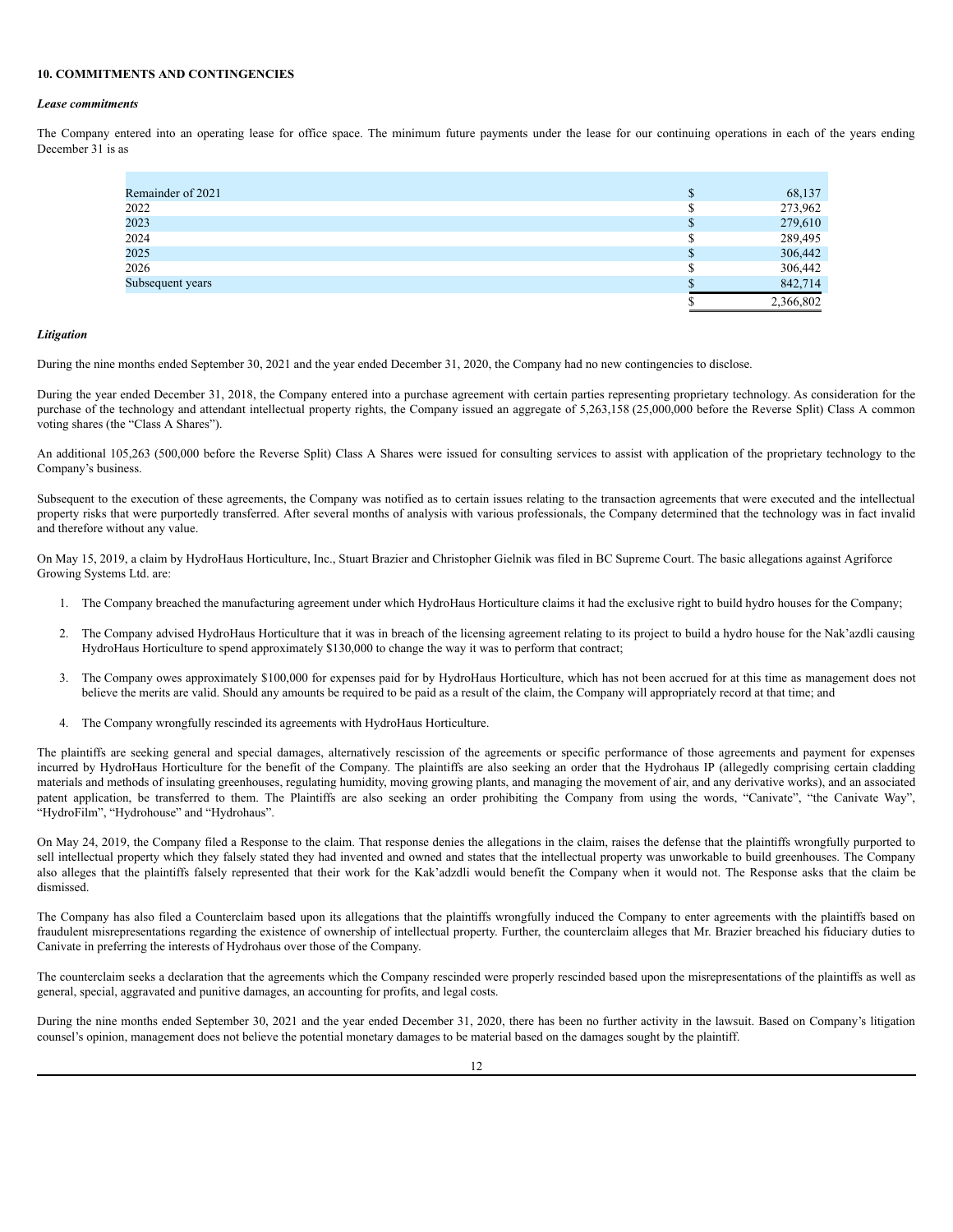## 10. COMMITMENTS AND CONTINGENCIES

### *Lease commitments*

The Company entered into an operating lease for office space. The minimum future payments under the lease for our continuing operations in each of the years ending December 31 is as

| | | |
|---|---|---|
| Remainder of 2021 | $ | 68,137 |
| 2022 | $ | 273,962 |
| 2023 | $ | 279,610 |
| 2024 | $ | 289,495 |
| 2025 | $ | 306,442 |
| 2026 | $ | 306,442 |
| Subsequent years | $ | 842,714 |
| | $ | 2,366,802 |

### *Litigation*

During the nine months ended September 30, 2021 and the year ended December 31, 2020, the Company had no new contingencies to disclose.

During the year ended December 31, 2018, the Company entered into a purchase agreement with certain parties representing proprietary technology. As consideration for the purchase of the technology and attendant intellectual property rights, the Company issued an aggregate of 5,263,158 (25,000,000 before the Reverse Split) Class A common voting shares (the "Class A Shares").

An additional 105,263 (500,000 before the Reverse Split) Class A Shares were issued for consulting services to assist with application of the proprietary technology to the Company's business.

Subsequent to the execution of these agreements, the Company was notified as to certain issues relating to the transaction agreements that were executed and the intellectual property risks that were purportedly transferred. After several months of analysis with various professionals, the Company determined that the technology was in fact invalid and therefore without any value.

On May 15, 2019, a claim by HydroHaus Horticulture, Inc., Stuart Brazier and Christopher Gielnik was filed in BC Supreme Court. The basic allegations against Agriforce Growing Systems Ltd. are:

1. The Company breached the manufacturing agreement under which HydroHaus Horticulture claims it had the exclusive right to build hydro houses for the Company;
2. The Company advised HydroHaus Horticulture that it was in breach of the licensing agreement relating to its project to build a hydro house for the Nak'azdli causing HydroHaus Horticulture to spend approximately $130,000 to change the way it was to perform that contract;
3. The Company owes approximately $100,000 for expenses paid for by HydroHaus Horticulture, which has not been accrued for at this time as management does not believe the merits are valid. Should any amounts be required to be paid as a result of the claim, the Company will appropriately record at that time; and
4. The Company wrongfully rescinded its agreements with HydroHaus Horticulture.

The plaintiffs are seeking general and special damages, alternatively rescission of the agreements or specific performance of those agreements and payment for expenses incurred by HydroHaus Horticulture for the benefit of the Company. The plaintiffs are also seeking an order that the Hydrohaus IP (allegedly comprising certain cladding materials and methods of insulating greenhouses, regulating humidity, moving growing plants, and managing the movement of air, and any derivative works), and an associated patent application, be transferred to them. The Plaintiffs are also seeking an order prohibiting the Company from using the words, "Canivate", "the Canivate Way", "HydroFilm", "Hydrohouse" and "Hydrohaus".

On May 24, 2019, the Company filed a Response to the claim. That response denies the allegations in the claim, raises the defense that the plaintiffs wrongfully purported to sell intellectual property which they falsely stated they had invented and owned and states that the intellectual property was unworkable to build greenhouses. The Company also alleges that the plaintiffs falsely represented that their work for the Kak'adzdli would benefit the Company when it would not. The Response asks that the claim be dismissed.

The Company has also filed a Counterclaim based upon its allegations that the plaintiffs wrongfully induced the Company to enter agreements with the plaintiffs based on fraudulent misrepresentations regarding the existence of ownership of intellectual property. Further, the counterclaim alleges that Mr. Brazier breached his fiduciary duties to Canivate in preferring the interests of Hydrohaus over those of the Company.

The counterclaim seeks a declaration that the agreements which the Company rescinded were properly rescinded based upon the misrepresentations of the plaintiffs as well as general, special, aggravated and punitive damages, an accounting for profits, and legal costs.

During the nine months ended September 30, 2021 and the year ended December 31, 2020, there has been no further activity in the lawsuit. Based on Company's litigation counsel's opinion, management does not believe the potential monetary damages to be material based on the damages sought by the plaintiff.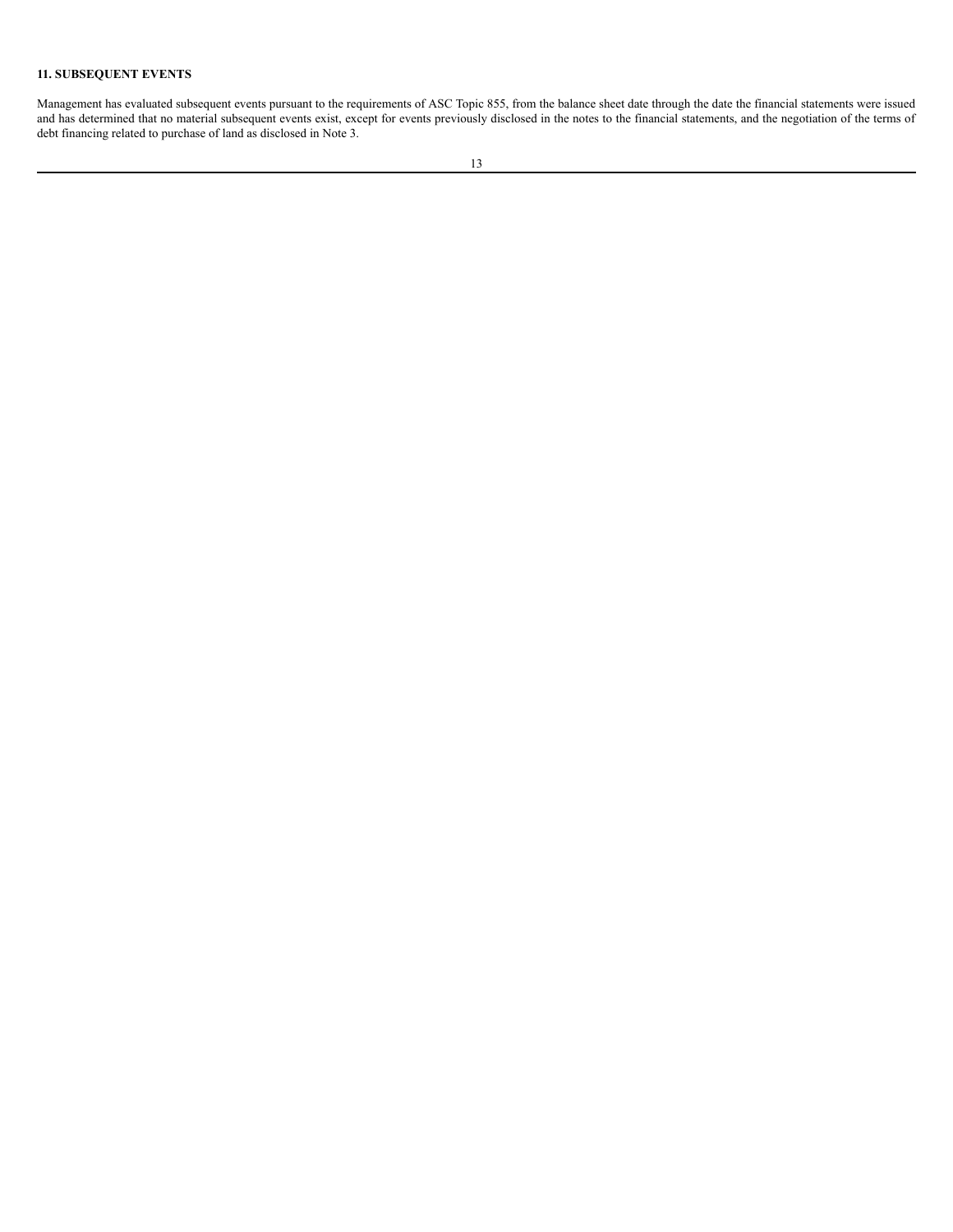**11. SUBSEQUENT EVENTS**

Management has evaluated subsequent events pursuant to the requirements of ASC Topic 855, from the balance sheet date through the date the financial statements were issued and has determined that no material subsequent events exist, except for events previously disclosed in the notes to the financial statements, and the negotiation of the terms of debt financing related to purchase of land as disclosed in Note 3.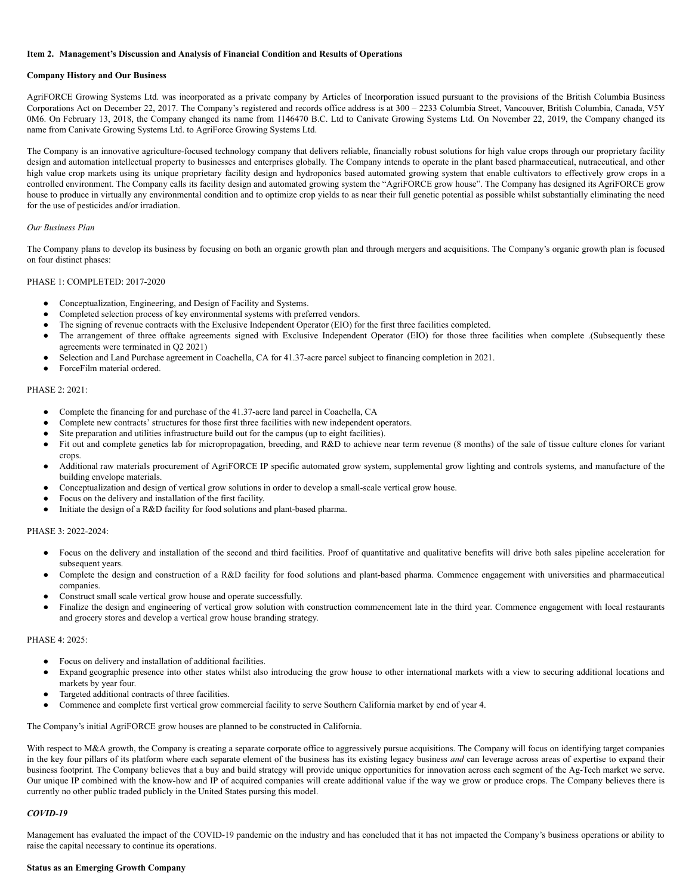### Item 2. Management's Discussion and Analysis of Financial Condition and Results of Operations

**Company History and Our Business**

AgriFORCE Growing Systems Ltd. was incorporated as a private company by Articles of Incorporation issued pursuant to the provisions of the British Columbia Business Corporations Act on December 22, 2017. The Company's registered and records office address is at 300 – 2233 Columbia Street, Vancouver, British Columbia, Canada, V5Y 0M6. On February 13, 2018, the Company changed its name from 1146470 B.C. Ltd to Canivate Growing Systems Ltd. On November 22, 2019, the Company changed its name from Canivate Growing Systems Ltd. to AgriForce Growing Systems Ltd.

The Company is an innovative agriculture-focused technology company that delivers reliable, financially robust solutions for high value crops through our proprietary facility design and automation intellectual property to businesses and enterprises globally. The Company intends to operate in the plant based pharmaceutical, nutraceutical, and other high value crop markets using its unique proprietary facility design and hydroponics based automated growing system that enable cultivators to effectively grow crops in a controlled environment. The Company calls its facility design and automated growing system the "AgriFORCE grow house". The Company has designed its AgriFORCE grow house to produce in virtually any environmental condition and to optimize crop yields to as near their full genetic potential as possible whilst substantially eliminating the need for the use of pesticides and/or irradiation.

*Our Business Plan*

The Company plans to develop its business by focusing on both an organic growth plan and through mergers and acquisitions. The Company's organic growth plan is focused on four distinct phases:

PHASE 1: COMPLETED: 2017-2020

- Conceptualization, Engineering, and Design of Facility and Systems.
- Completed selection process of key environmental systems with preferred vendors.
- The signing of revenue contracts with the Exclusive Independent Operator (EIO) for the first three facilities completed.
- The arrangement of three offtake agreements signed with Exclusive Independent Operator (EIO) for those three facilities when complete .(Subsequently these agreements were terminated in Q2 2021)
- Selection and Land Purchase agreement in Coachella, CA for 41.37-acre parcel subject to financing completion in 2021.
- ForceFilm material ordered.

PHASE 2: 2021:

- Complete the financing for and purchase of the 41.37-acre land parcel in Coachella, CA
- Complete new contracts' structures for those first three facilities with new independent operators.
- Site preparation and utilities infrastructure build out for the campus (up to eight facilities).
- Fit out and complete genetics lab for micropropagation, breeding, and R&D to achieve near term revenue (8 months) of the sale of tissue culture clones for variant crops.
- Additional raw materials procurement of AgriFORCE IP specific automated grow system, supplemental grow lighting and controls systems, and manufacture of the building envelope materials.
- Conceptualization and design of vertical grow solutions in order to develop a small-scale vertical grow house.
- Focus on the delivery and installation of the first facility.
- Initiate the design of a R&D facility for food solutions and plant-based pharma.

PHASE 3: 2022-2024:

- Focus on the delivery and installation of the second and third facilities. Proof of quantitative and qualitative benefits will drive both sales pipeline acceleration for subsequent years.
- Complete the design and construction of a R&D facility for food solutions and plant-based pharma. Commence engagement with universities and pharmaceutical companies.
- Construct small scale vertical grow house and operate successfully.
- Finalize the design and engineering of vertical grow solution with construction commencement late in the third year. Commence engagement with local restaurants and grocery stores and develop a vertical grow house branding strategy.

PHASE 4: 2025:

- Focus on delivery and installation of additional facilities.
- Expand geographic presence into other states whilst also introducing the grow house to other international markets with a view to securing additional locations and markets by year four.
- Targeted additional contracts of three facilities.
- Commence and complete first vertical grow commercial facility to serve Southern California market by end of year 4.

The Company's initial AgriFORCE grow houses are planned to be constructed in California.

With respect to M&A growth, the Company is creating a separate corporate office to aggressively pursue acquisitions. The Company will focus on identifying target companies in the key four pillars of its platform where each separate element of the business has its existing legacy business *and* can leverage across areas of expertise to expand their business footprint. The Company believes that a buy and build strategy will provide unique opportunities for innovation across each segment of the Ag-Tech market we serve. Our unique IP combined with the know-how and IP of acquired companies will create additional value if the way we grow or produce crops. The Company believes there is currently no other public traded publicly in the United States pursing this model.

***COVID-19***

Management has evaluated the impact of the COVID-19 pandemic on the industry and has concluded that it has not impacted the Company's business operations or ability to raise the capital necessary to continue its operations.

**Status as an Emerging Growth Company**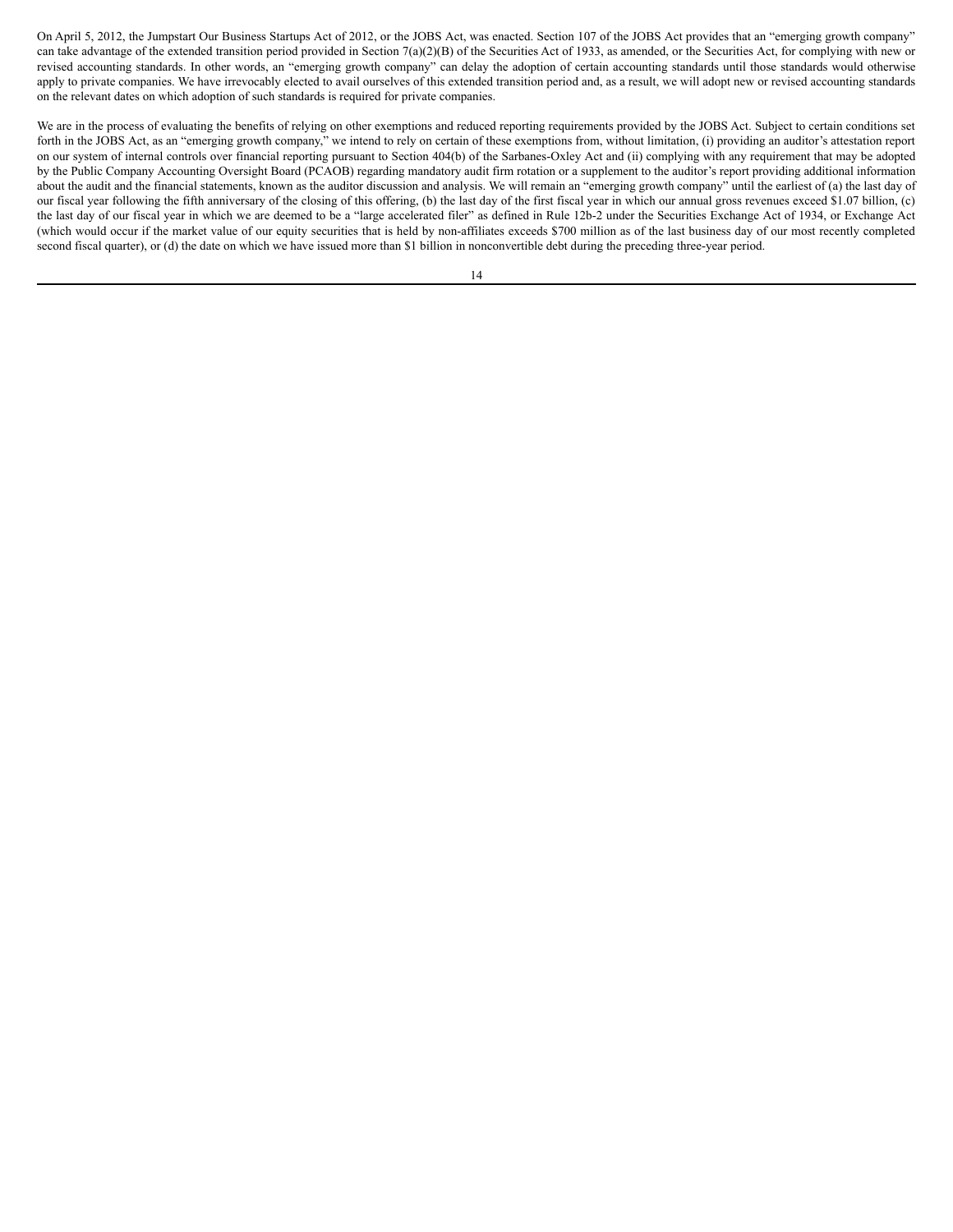On April 5, 2012, the Jumpstart Our Business Startups Act of 2012, or the JOBS Act, was enacted. Section 107 of the JOBS Act provides that an "emerging growth company" can take advantage of the extended transition period provided in Section 7(a)(2)(B) of the Securities Act of 1933, as amended, or the Securities Act, for complying with new or revised accounting standards. In other words, an "emerging growth company" can delay the adoption of certain accounting standards until those standards would otherwise apply to private companies. We have irrevocably elected to avail ourselves of this extended transition period and, as a result, we will adopt new or revised accounting standards on the relevant dates on which adoption of such standards is required for private companies.

We are in the process of evaluating the benefits of relying on other exemptions and reduced reporting requirements provided by the JOBS Act. Subject to certain conditions set forth in the JOBS Act, as an "emerging growth company," we intend to rely on certain of these exemptions from, without limitation, (i) providing an auditor's attestation report on our system of internal controls over financial reporting pursuant to Section 404(b) of the Sarbanes-Oxley Act and (ii) complying with any requirement that may be adopted by the Public Company Accounting Oversight Board (PCAOB) regarding mandatory audit firm rotation or a supplement to the auditor's report providing additional information about the audit and the financial statements, known as the auditor discussion and analysis. We will remain an "emerging growth company" until the earliest of (a) the last day of our fiscal year following the fifth anniversary of the closing of this offering, (b) the last day of the first fiscal year in which our annual gross revenues exceed $1.07 billion, (c) the last day of our fiscal year in which we are deemed to be a "large accelerated filer" as defined in Rule 12b-2 under the Securities Exchange Act of 1934, or Exchange Act (which would occur if the market value of our equity securities that is held by non-affiliates exceeds $700 million as of the last business day of our most recently completed second fiscal quarter), or (d) the date on which we have issued more than $1 billion in nonconvertible debt during the preceding three-year period.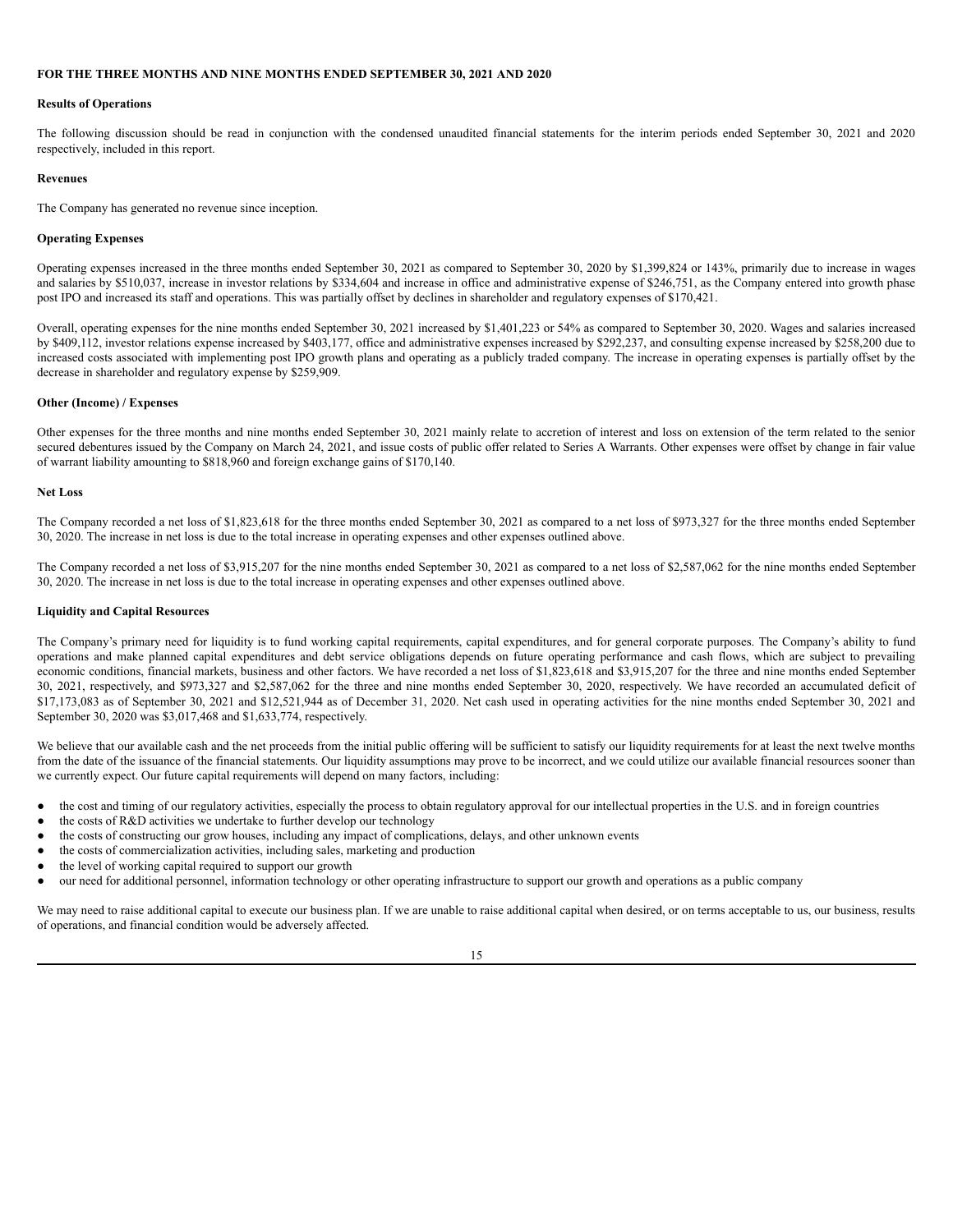**FOR THE THREE MONTHS AND NINE MONTHS ENDED SEPTEMBER 30, 2021 AND 2020**

**Results of Operations**

The following discussion should be read in conjunction with the condensed unaudited financial statements for the interim periods ended September 30, 2021 and 2020 respectively, included in this report.

**Revenues**

The Company has generated no revenue since inception.

**Operating Expenses**

Operating expenses increased in the three months ended September 30, 2021 as compared to September 30, 2020 by $1,399,824 or 143%, primarily due to increase in wages and salaries by $510,037, increase in investor relations by $334,604 and increase in office and administrative expense of $246,751, as the Company entered into growth phase post IPO and increased its staff and operations. This was partially offset by declines in shareholder and regulatory expenses of $170,421.

Overall, operating expenses for the nine months ended September 30, 2021 increased by $1,401,223 or 54% as compared to September 30, 2020. Wages and salaries increased by $409,112, investor relations expense increased by $403,177, office and administrative expenses increased by $292,237, and consulting expense increased by $258,200 due to increased costs associated with implementing post IPO growth plans and operating as a publicly traded company. The increase in operating expenses is partially offset by the decrease in shareholder and regulatory expense by $259,909.

**Other (Income) / Expenses**

Other expenses for the three months and nine months ended September 30, 2021 mainly relate to accretion of interest and loss on extension of the term related to the senior secured debentures issued by the Company on March 24, 2021, and issue costs of public offer related to Series A Warrants. Other expenses were offset by change in fair value of warrant liability amounting to $818,960 and foreign exchange gains of $170,140.

**Net Loss**

The Company recorded a net loss of $1,823,618 for the three months ended September 30, 2021 as compared to a net loss of $973,327 for the three months ended September 30, 2020. The increase in net loss is due to the total increase in operating expenses and other expenses outlined above.

The Company recorded a net loss of $3,915,207 for the nine months ended September 30, 2021 as compared to a net loss of $2,587,062 for the nine months ended September 30, 2020. The increase in net loss is due to the total increase in operating expenses and other expenses outlined above.

**Liquidity and Capital Resources**

The Company's primary need for liquidity is to fund working capital requirements, capital expenditures, and for general corporate purposes. The Company's ability to fund operations and make planned capital expenditures and debt service obligations depends on future operating performance and cash flows, which are subject to prevailing economic conditions, financial markets, business and other factors. We have recorded a net loss of $1,823,618 and $3,915,207 for the three and nine months ended September 30, 2021, respectively, and $973,327 and $2,587,062 for the three and nine months ended September 30, 2020, respectively. We have recorded an accumulated deficit of $17,173,083 as of September 30, 2021 and $12,521,944 as of December 31, 2020. Net cash used in operating activities for the nine months ended September 30, 2021 and September 30, 2020 was $3,017,468 and $1,633,774, respectively.

We believe that our available cash and the net proceeds from the initial public offering will be sufficient to satisfy our liquidity requirements for at least the next twelve months from the date of the issuance of the financial statements. Our liquidity assumptions may prove to be incorrect, and we could utilize our available financial resources sooner than we currently expect. Our future capital requirements will depend on many factors, including:

- the cost and timing of our regulatory activities, especially the process to obtain regulatory approval for our intellectual properties in the U.S. and in foreign countries
- the costs of R&D activities we undertake to further develop our technology
- the costs of constructing our grow houses, including any impact of complications, delays, and other unknown events
- the costs of commercialization activities, including sales, marketing and production
- the level of working capital required to support our growth
- our need for additional personnel, information technology or other operating infrastructure to support our growth and operations as a public company

We may need to raise additional capital to execute our business plan. If we are unable to raise additional capital when desired, or on terms acceptable to us, our business, results of operations, and financial condition would be adversely affected.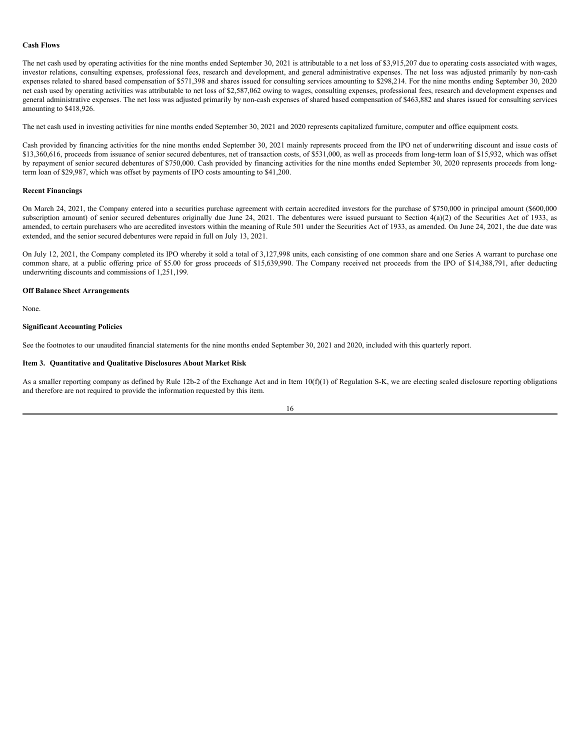**Cash Flows**

The net cash used by operating activities for the nine months ended September 30, 2021 is attributable to a net loss of $3,915,207 due to operating costs associated with wages, investor relations, consulting expenses, professional fees, research and development, and general administrative expenses. The net loss was adjusted primarily by non-cash expenses related to shared based compensation of $571,398 and shares issued for consulting services amounting to $298,214. For the nine months ending September 30, 2020 net cash used by operating activities was attributable to net loss of $2,587,062 owing to wages, consulting expenses, professional fees, research and development expenses and general administrative expenses. The net loss was adjusted primarily by non-cash expenses of shared based compensation of $463,882 and shares issued for consulting services amounting to $418,926.

The net cash used in investing activities for nine months ended September 30, 2021 and 2020 represents capitalized furniture, computer and office equipment costs.

Cash provided by financing activities for the nine months ended September 30, 2021 mainly represents proceed from the IPO net of underwriting discount and issue costs of $13,360,616, proceeds from issuance of senior secured debentures, net of transaction costs, of $531,000, as well as proceeds from long-term loan of $15,932, which was offset by repayment of senior secured debentures of $750,000. Cash provided by financing activities for the nine months ended September 30, 2020 represents proceeds from long-term loan of $29,987, which was offset by payments of IPO costs amounting to $41,200.

**Recent Financings**

On March 24, 2021, the Company entered into a securities purchase agreement with certain accredited investors for the purchase of $750,000 in principal amount ($600,000 subscription amount) of senior secured debentures originally due June 24, 2021. The debentures were issued pursuant to Section 4(a)(2) of the Securities Act of 1933, as amended, to certain purchasers who are accredited investors within the meaning of Rule 501 under the Securities Act of 1933, as amended. On June 24, 2021, the due date was extended, and the senior secured debentures were repaid in full on July 13, 2021.

On July 12, 2021, the Company completed its IPO whereby it sold a total of 3,127,998 units, each consisting of one common share and one Series A warrant to purchase one common share, at a public offering price of $5.00 for gross proceeds of $15,639,990. The Company received net proceeds from the IPO of $14,388,791, after deducting underwriting discounts and commissions of 1,251,199.

**Off Balance Sheet Arrangements**

None.

**Significant Accounting Policies**

See the footnotes to our unaudited financial statements for the nine months ended September 30, 2021 and 2020, included with this quarterly report.

**Item 3. Quantitative and Qualitative Disclosures About Market Risk**

As a smaller reporting company as defined by Rule 12b-2 of the Exchange Act and in Item 10(f)(1) of Regulation S-K, we are electing scaled disclosure reporting obligations and therefore are not required to provide the information requested by this item.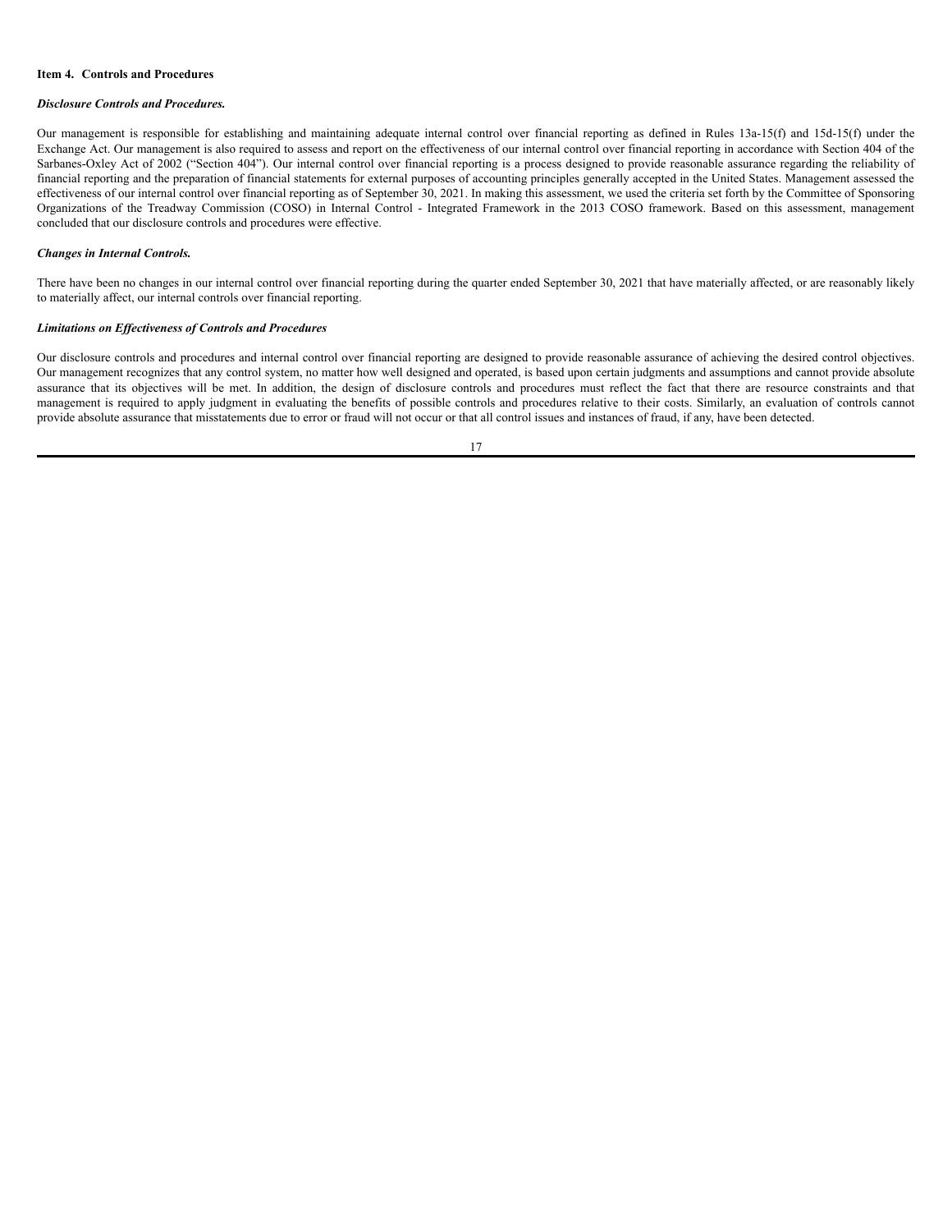## Item 4. Controls and Procedures

***Disclosure Controls and Procedures.***

Our management is responsible for establishing and maintaining adequate internal control over financial reporting as defined in Rules 13a-15(f) and 15d-15(f) under the Exchange Act. Our management is also required to assess and report on the effectiveness of our internal control over financial reporting in accordance with Section 404 of the Sarbanes-Oxley Act of 2002 ("Section 404"). Our internal control over financial reporting is a process designed to provide reasonable assurance regarding the reliability of financial reporting and the preparation of financial statements for external purposes of accounting principles generally accepted in the United States. Management assessed the effectiveness of our internal control over financial reporting as of September 30, 2021. In making this assessment, we used the criteria set forth by the Committee of Sponsoring Organizations of the Treadway Commission (COSO) in Internal Control - Integrated Framework in the 2013 COSO framework. Based on this assessment, management concluded that our disclosure controls and procedures were effective.

***Changes in Internal Controls.***

There have been no changes in our internal control over financial reporting during the quarter ended September 30, 2021 that have materially affected, or are reasonably likely to materially affect, our internal controls over financial reporting.

***Limitations on Effectiveness of Controls and Procedures***

Our disclosure controls and procedures and internal control over financial reporting are designed to provide reasonable assurance of achieving the desired control objectives. Our management recognizes that any control system, no matter how well designed and operated, is based upon certain judgments and assumptions and cannot provide absolute assurance that its objectives will be met. In addition, the design of disclosure controls and procedures must reflect the fact that there are resource constraints and that management is required to apply judgment in evaluating the benefits of possible controls and procedures relative to their costs. Similarly, an evaluation of controls cannot provide absolute assurance that misstatements due to error or fraud will not occur or that all control issues and instances of fraud, if any, have been detected.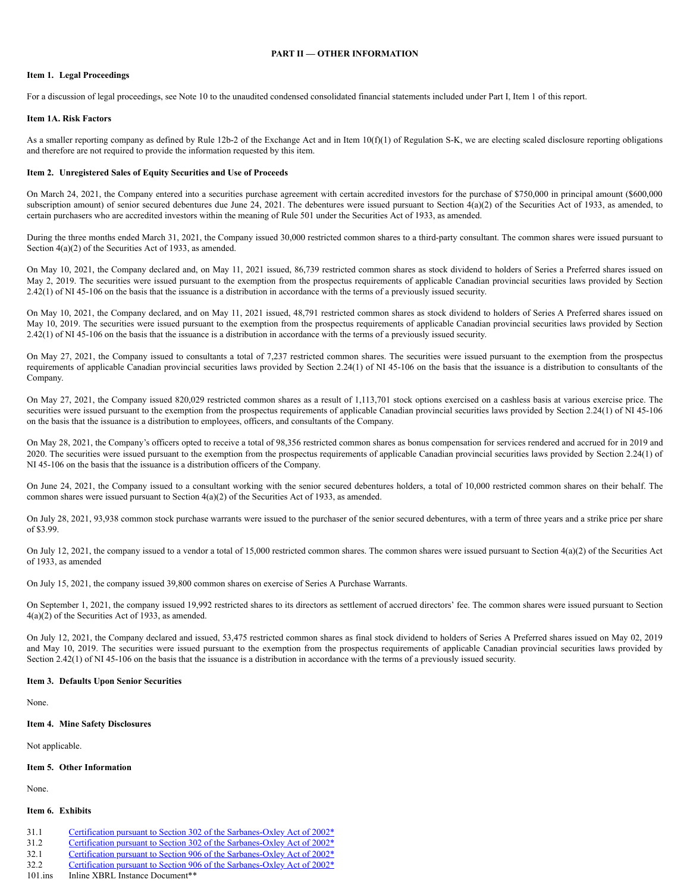**PART II — OTHER INFORMATION**

**Item 1. Legal Proceedings**

For a discussion of legal proceedings, see Note 10 to the unaudited condensed consolidated financial statements included under Part I, Item 1 of this report.

**Item 1A. Risk Factors**

As a smaller reporting company as defined by Rule 12b-2 of the Exchange Act and in Item 10(f)(1) of Regulation S-K, we are electing scaled disclosure reporting obligations and therefore are not required to provide the information requested by this item.

**Item 2. Unregistered Sales of Equity Securities and Use of Proceeds**

On March 24, 2021, the Company entered into a securities purchase agreement with certain accredited investors for the purchase of $750,000 in principal amount ($600,000 subscription amount) of senior secured debentures due June 24, 2021. The debentures were issued pursuant to Section 4(a)(2) of the Securities Act of 1933, as amended, to certain purchasers who are accredited investors within the meaning of Rule 501 under the Securities Act of 1933, as amended.

During the three months ended March 31, 2021, the Company issued 30,000 restricted common shares to a third-party consultant. The common shares were issued pursuant to Section 4(a)(2) of the Securities Act of 1933, as amended.

On May 10, 2021, the Company declared and, on May 11, 2021 issued, 86,739 restricted common shares as stock dividend to holders of Series a Preferred shares issued on May 2, 2019. The securities were issued pursuant to the exemption from the prospectus requirements of applicable Canadian provincial securities laws provided by Section 2.42(1) of NI 45-106 on the basis that the issuance is a distribution in accordance with the terms of a previously issued security.

On May 10, 2021, the Company declared, and on May 11, 2021 issued, 48,791 restricted common shares as stock dividend to holders of Series A Preferred shares issued on May 10, 2019. The securities were issued pursuant to the exemption from the prospectus requirements of applicable Canadian provincial securities laws provided by Section 2.42(1) of NI 45-106 on the basis that the issuance is a distribution in accordance with the terms of a previously issued security.

On May 27, 2021, the Company issued to consultants a total of 7,237 restricted common shares. The securities were issued pursuant to the exemption from the prospectus requirements of applicable Canadian provincial securities laws provided by Section 2.24(1) of NI 45-106 on the basis that the issuance is a distribution to consultants of the Company.

On May 27, 2021, the Company issued 820,029 restricted common shares as a result of 1,113,701 stock options exercised on a cashless basis at various exercise price. The securities were issued pursuant to the exemption from the prospectus requirements of applicable Canadian provincial securities laws provided by Section 2.24(1) of NI 45-106 on the basis that the issuance is a distribution to employees, officers, and consultants of the Company.

On May 28, 2021, the Company's officers opted to receive a total of 98,356 restricted common shares as bonus compensation for services rendered and accrued for in 2019 and 2020. The securities were issued pursuant to the exemption from the prospectus requirements of applicable Canadian provincial securities laws provided by Section 2.24(1) of NI 45-106 on the basis that the issuance is a distribution officers of the Company.

On June 24, 2021, the Company issued to a consultant working with the senior secured debentures holders, a total of 10,000 restricted common shares on their behalf. The common shares were issued pursuant to Section 4(a)(2) of the Securities Act of 1933, as amended.

On July 28, 2021, 93,938 common stock purchase warrants were issued to the purchaser of the senior secured debentures, with a term of three years and a strike price per share of $3.99.

On July 12, 2021, the company issued to a vendor a total of 15,000 restricted common shares. The common shares were issued pursuant to Section 4(a)(2) of the Securities Act of 1933, as amended

On July 15, 2021, the company issued 39,800 common shares on exercise of Series A Purchase Warrants.

On September 1, 2021, the company issued 19,992 restricted shares to its directors as settlement of accrued directors' fee. The common shares were issued pursuant to Section 4(a)(2) of the Securities Act of 1933, as amended.

On July 12, 2021, the Company declared and issued, 53,475 restricted common shares as final stock dividend to holders of Series A Preferred shares issued on May 02, 2019 and May 10, 2019. The securities were issued pursuant to the exemption from the prospectus requirements of applicable Canadian provincial securities laws provided by Section 2.42(1) of NI 45-106 on the basis that the issuance is a distribution in accordance with the terms of a previously issued security.

**Item 3. Defaults Upon Senior Securities**

None.

**Item 4. Mine Safety Disclosures**

Not applicable.

**Item 5. Other Information**

None.

**Item 6. Exhibits**

| | |
|---|---|
| 31.1 | Certification pursuant to Section 302 of the Sarbanes-Oxley Act of 2002* |
| 31.2 | Certification pursuant to Section 302 of the Sarbanes-Oxley Act of 2002* |
| 32.1 | Certification pursuant to Section 906 of the Sarbanes-Oxley Act of 2002* |
| 32.2 | Certification pursuant to Section 906 of the Sarbanes-Oxley Act of 2002* |
| 101.ins | Inline XBRL Instance Document** |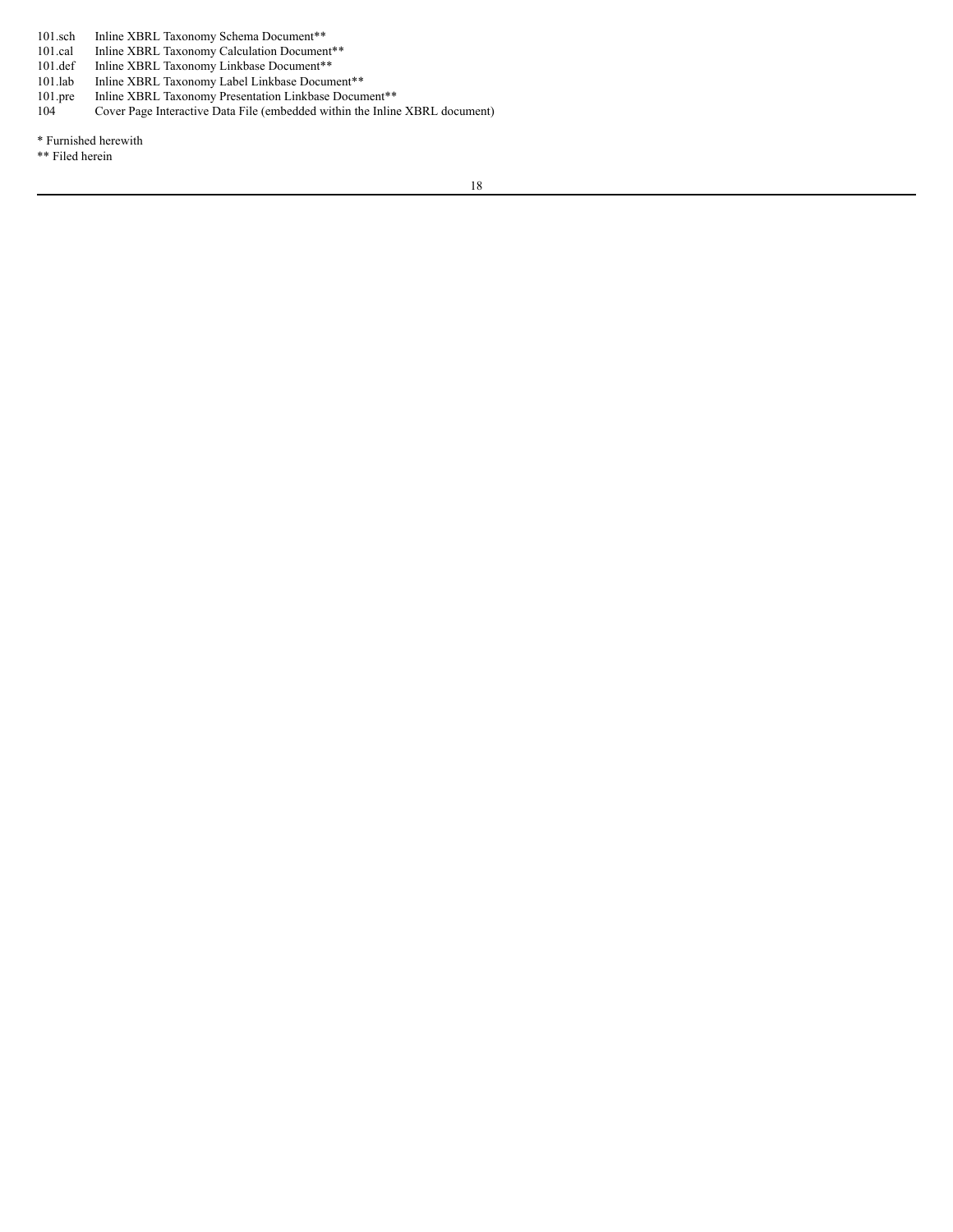| | |
|---|---|
| 101.sch | Inline XBRL Taxonomy Schema Document** |
| 101.cal | Inline XBRL Taxonomy Calculation Document** |
| 101.def | Inline XBRL Taxonomy Linkbase Document** |
| 101.lab | Inline XBRL Taxonomy Label Linkbase Document** |
| 101.pre | Inline XBRL Taxonomy Presentation Linkbase Document** |
| 104 | Cover Page Interactive Data File (embedded within the Inline XBRL document) |

* Furnished herewith

** Filed herein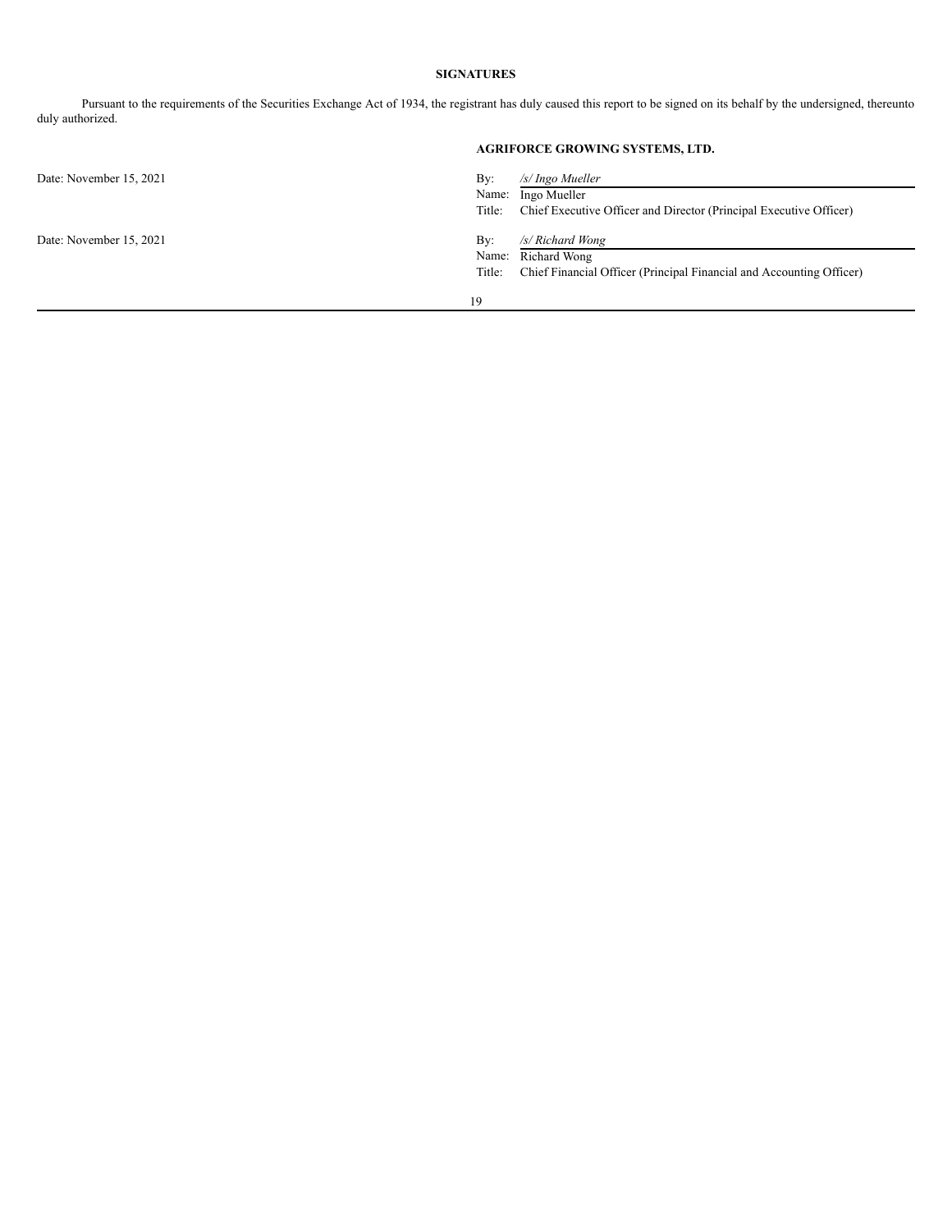**SIGNATURES**

Pursuant to the requirements of the Securities Exchange Act of 1934, the registrant has duly caused this report to be signed on its behalf by the undersigned, thereunto duly authorized.

**AGRIFORCE GROWING SYSTEMS, LTD.**

| | | |
|---|---|---|
| Date: November 15, 2021 | By: | */s/ Ingo Mueller* |
| | Name: | Ingo Mueller |
| | Title: | Chief Executive Officer and Director (Principal Executive Officer) |
| Date: November 15, 2021 | By: | */s/ Richard Wong* |
| | Name: | Richard Wong |
| | Title: | Chief Financial Officer (Principal Financial and Accounting Officer) |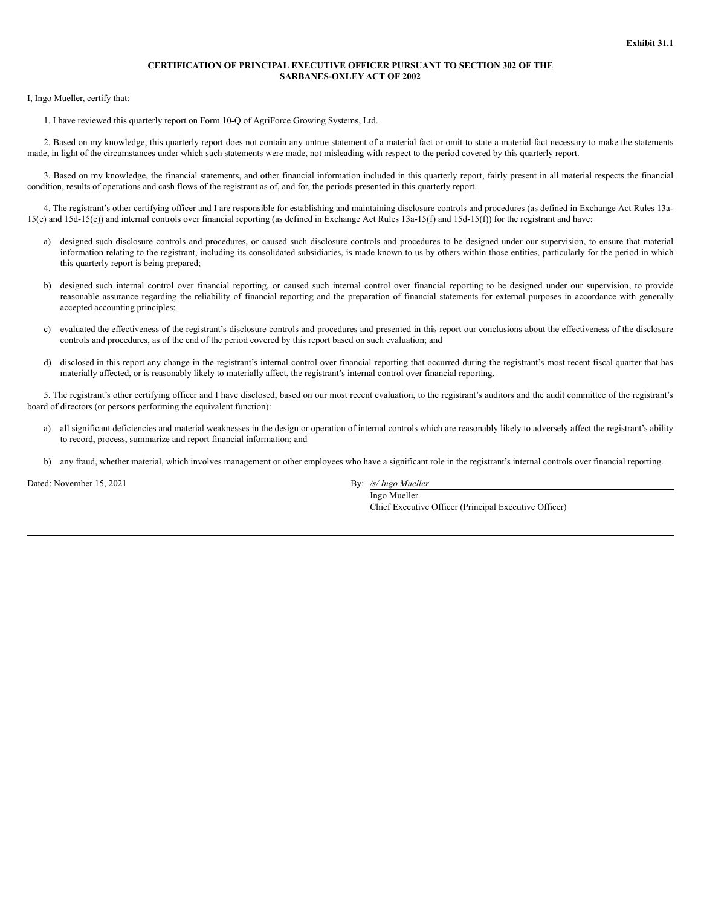**Exhibit 31.1**

**CERTIFICATION OF PRINCIPAL EXECUTIVE OFFICER PURSUANT TO SECTION 302 OF THE SARBANES-OXLEY ACT OF 2002**

I, Ingo Mueller, certify that:

1. I have reviewed this quarterly report on Form 10-Q of AgriForce Growing Systems, Ltd.

2. Based on my knowledge, this quarterly report does not contain any untrue statement of a material fact or omit to state a material fact necessary to make the statements made, in light of the circumstances under which such statements were made, not misleading with respect to the period covered by this quarterly report.

3. Based on my knowledge, the financial statements, and other financial information included in this quarterly report, fairly present in all material respects the financial condition, results of operations and cash flows of the registrant as of, and for, the periods presented in this quarterly report.

4. The registrant's other certifying officer and I are responsible for establishing and maintaining disclosure controls and procedures (as defined in Exchange Act Rules 13a-15(e) and 15d-15(e)) and internal controls over financial reporting (as defined in Exchange Act Rules 13a-15(f) and 15d-15(f)) for the registrant and have:

a) designed such disclosure controls and procedures, or caused such disclosure controls and procedures to be designed under our supervision, to ensure that material information relating to the registrant, including its consolidated subsidiaries, is made known to us by others within those entities, particularly for the period in which this quarterly report is being prepared;

b) designed such internal control over financial reporting, or caused such internal control over financial reporting to be designed under our supervision, to provide reasonable assurance regarding the reliability of financial reporting and the preparation of financial statements for external purposes in accordance with generally accepted accounting principles;

c) evaluated the effectiveness of the registrant's disclosure controls and procedures and presented in this report our conclusions about the effectiveness of the disclosure controls and procedures, as of the end of the period covered by this report based on such evaluation; and

d) disclosed in this report any change in the registrant's internal control over financial reporting that occurred during the registrant's most recent fiscal quarter that has materially affected, or is reasonably likely to materially affect, the registrant's internal control over financial reporting.

5. The registrant's other certifying officer and I have disclosed, based on our most recent evaluation, to the registrant's auditors and the audit committee of the registrant's board of directors (or persons performing the equivalent function):

a) all significant deficiencies and material weaknesses in the design or operation of internal controls which are reasonably likely to adversely affect the registrant's ability to record, process, summarize and report financial information; and

b) any fraud, whether material, which involves management or other employees who have a significant role in the registrant's internal controls over financial reporting.

Dated: November 15, 2021

By: */s/ Ingo Mueller*
Ingo Mueller
Chief Executive Officer (Principal Executive Officer)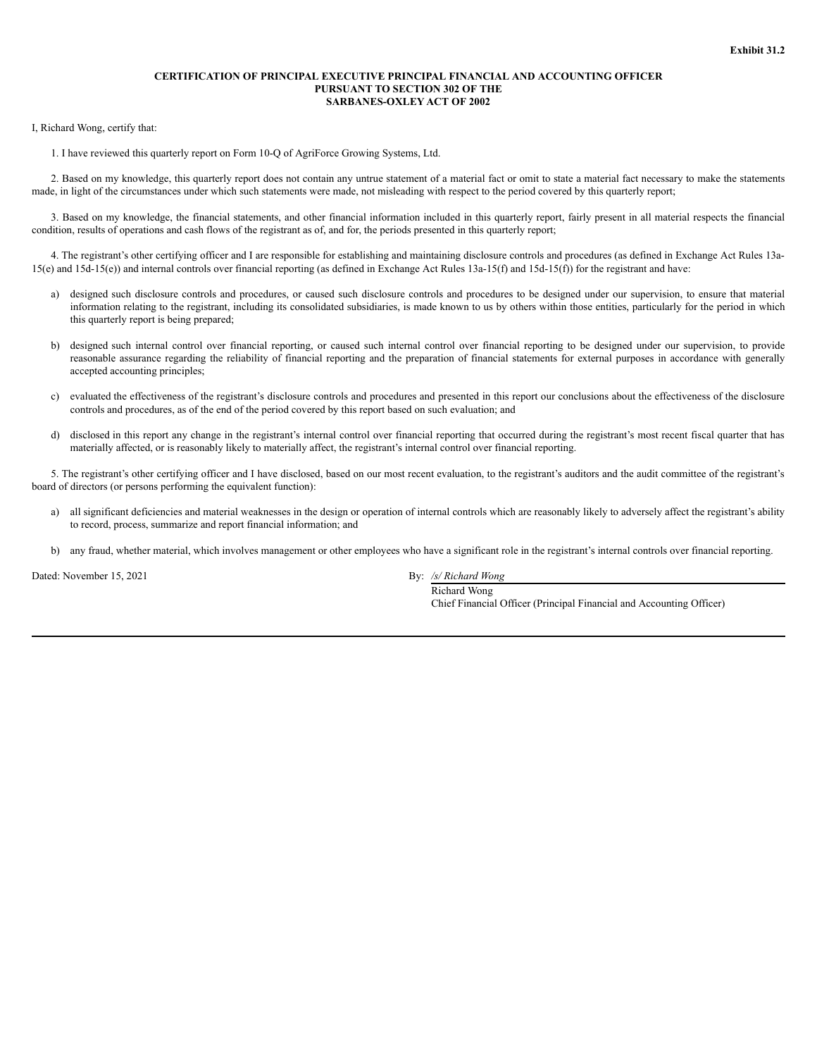**Exhibit 31.2**

**CERTIFICATION OF PRINCIPAL EXECUTIVE PRINCIPAL FINANCIAL AND ACCOUNTING OFFICER PURSUANT TO SECTION 302 OF THE SARBANES-OXLEY ACT OF 2002**

I, Richard Wong, certify that:

1. I have reviewed this quarterly report on Form 10-Q of AgriForce Growing Systems, Ltd.

2. Based on my knowledge, this quarterly report does not contain any untrue statement of a material fact or omit to state a material fact necessary to make the statements made, in light of the circumstances under which such statements were made, not misleading with respect to the period covered by this quarterly report;

3. Based on my knowledge, the financial statements, and other financial information included in this quarterly report, fairly present in all material respects the financial condition, results of operations and cash flows of the registrant as of, and for, the periods presented in this quarterly report;

4. The registrant's other certifying officer and I are responsible for establishing and maintaining disclosure controls and procedures (as defined in Exchange Act Rules 13a-15(e) and 15d-15(e)) and internal controls over financial reporting (as defined in Exchange Act Rules 13a-15(f) and 15d-15(f)) for the registrant and have:

a) designed such disclosure controls and procedures, or caused such disclosure controls and procedures to be designed under our supervision, to ensure that material information relating to the registrant, including its consolidated subsidiaries, is made known to us by others within those entities, particularly for the period in which this quarterly report is being prepared;

b) designed such internal control over financial reporting, or caused such internal control over financial reporting to be designed under our supervision, to provide reasonable assurance regarding the reliability of financial reporting and the preparation of financial statements for external purposes in accordance with generally accepted accounting principles;

c) evaluated the effectiveness of the registrant's disclosure controls and procedures and presented in this report our conclusions about the effectiveness of the disclosure controls and procedures, as of the end of the period covered by this report based on such evaluation; and

d) disclosed in this report any change in the registrant's internal control over financial reporting that occurred during the registrant's most recent fiscal quarter that has materially affected, or is reasonably likely to materially affect, the registrant's internal control over financial reporting.

5. The registrant's other certifying officer and I have disclosed, based on our most recent evaluation, to the registrant's auditors and the audit committee of the registrant's board of directors (or persons performing the equivalent function):

a) all significant deficiencies and material weaknesses in the design or operation of internal controls which are reasonably likely to adversely affect the registrant's ability to record, process, summarize and report financial information; and

b) any fraud, whether material, which involves management or other employees who have a significant role in the registrant's internal controls over financial reporting.

Dated: November 15, 2021

By: */s/ Richard Wong*
Richard Wong
Chief Financial Officer (Principal Financial and Accounting Officer)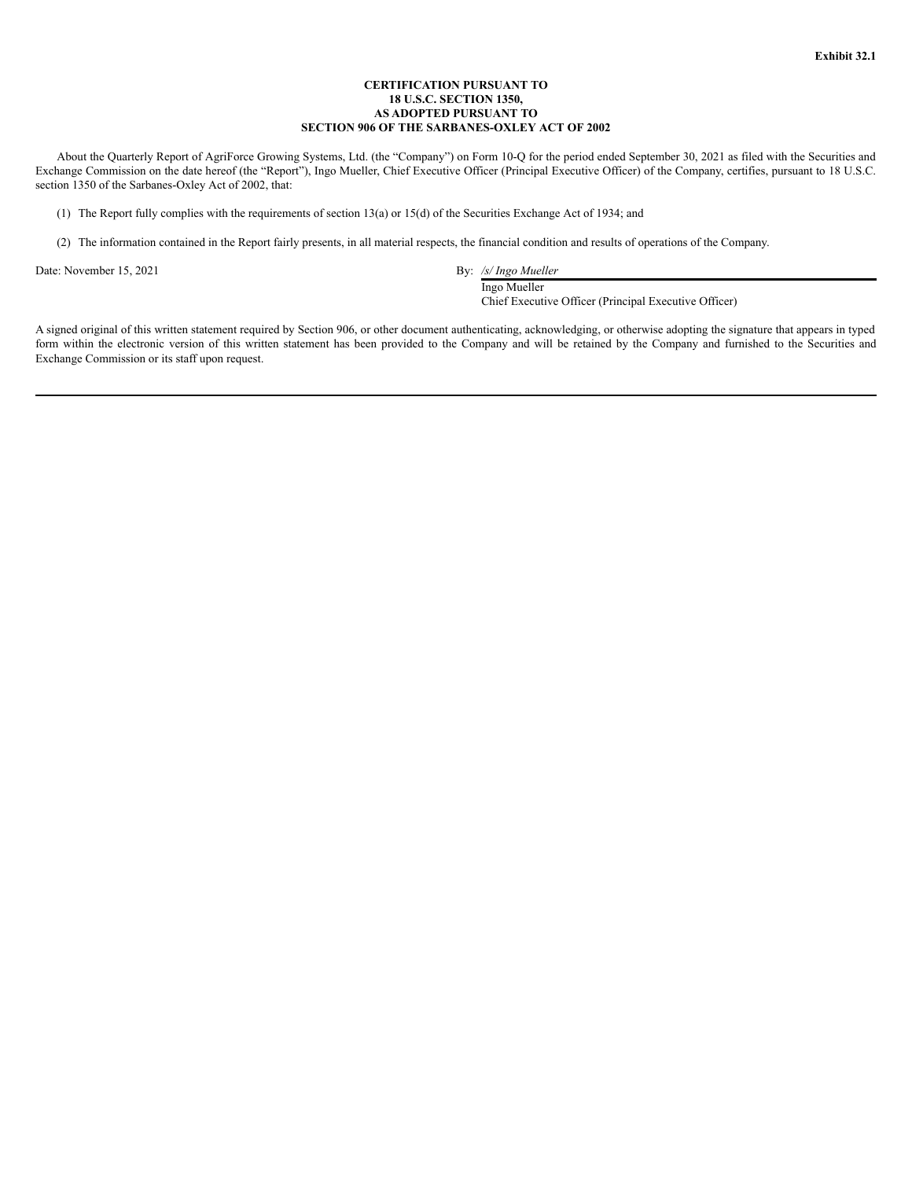**Exhibit 32.1**

**CERTIFICATION PURSUANT TO**
**18 U.S.C. SECTION 1350,**
**AS ADOPTED PURSUANT TO**
**SECTION 906 OF THE SARBANES-OXLEY ACT OF 2002**

About the Quarterly Report of AgriForce Growing Systems, Ltd. (the "Company") on Form 10-Q for the period ended September 30, 2021 as filed with the Securities and Exchange Commission on the date hereof (the "Report"), Ingo Mueller, Chief Executive Officer (Principal Executive Officer) of the Company, certifies, pursuant to 18 U.S.C. section 1350 of the Sarbanes-Oxley Act of 2002, that:

(1) The Report fully complies with the requirements of section 13(a) or 15(d) of the Securities Exchange Act of 1934; and

(2) The information contained in the Report fairly presents, in all material respects, the financial condition and results of operations of the Company.

Date: November 15, 2021

By: */s/ Ingo Mueller*
Ingo Mueller
Chief Executive Officer (Principal Executive Officer)

A signed original of this written statement required by Section 906, or other document authenticating, acknowledging, or otherwise adopting the signature that appears in typed form within the electronic version of this written statement has been provided to the Company and will be retained by the Company and furnished to the Securities and Exchange Commission or its staff upon request.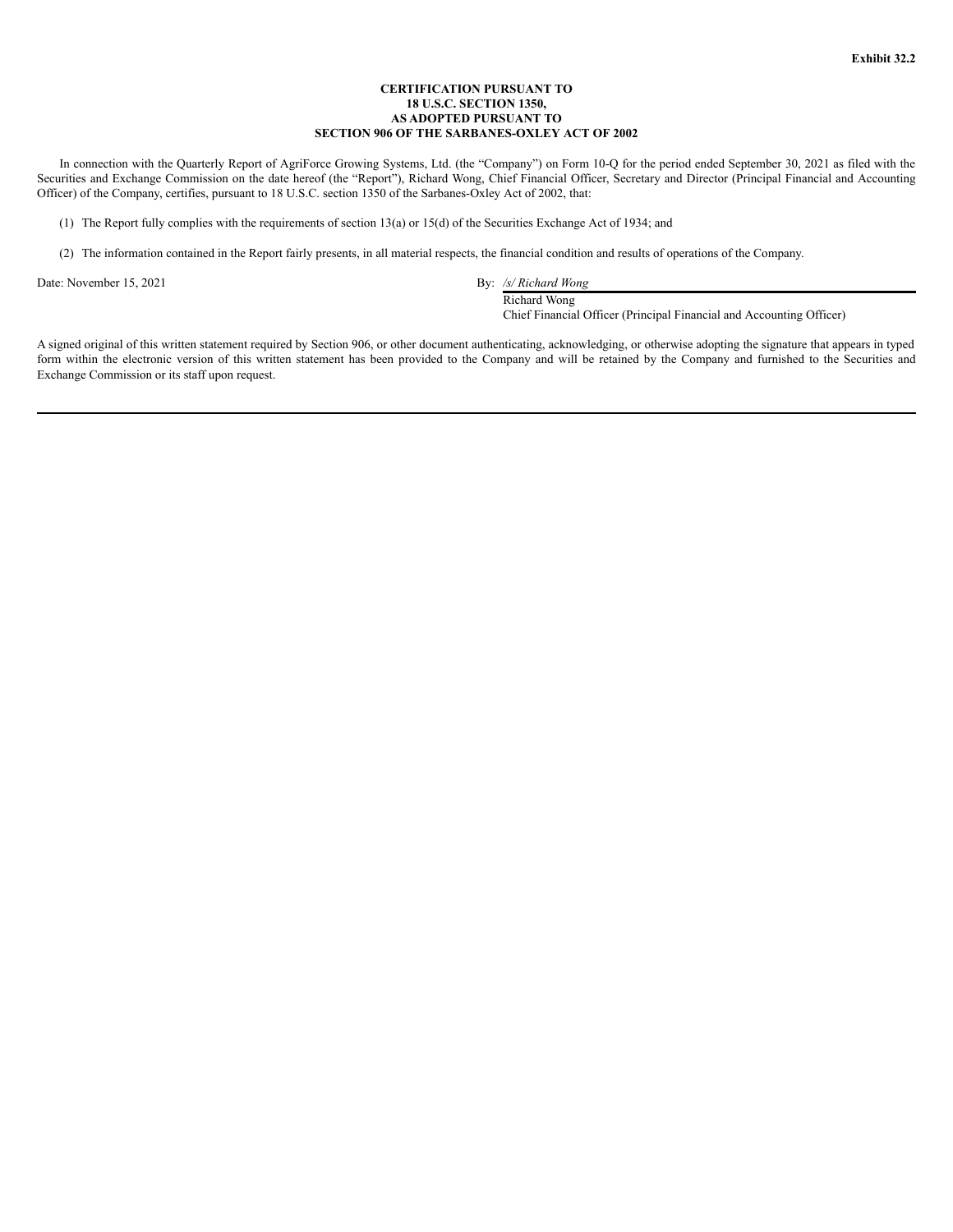**Exhibit 32.2**

**CERTIFICATION PURSUANT TO**
**18 U.S.C. SECTION 1350,**
**AS ADOPTED PURSUANT TO**
**SECTION 906 OF THE SARBANES-OXLEY ACT OF 2002**

In connection with the Quarterly Report of AgriForce Growing Systems, Ltd. (the "Company") on Form 10-Q for the period ended September 30, 2021 as filed with the Securities and Exchange Commission on the date hereof (the "Report"), Richard Wong, Chief Financial Officer, Secretary and Director (Principal Financial and Accounting Officer) of the Company, certifies, pursuant to 18 U.S.C. section 1350 of the Sarbanes-Oxley Act of 2002, that:

(1) The Report fully complies with the requirements of section 13(a) or 15(d) of the Securities Exchange Act of 1934; and

(2) The information contained in the Report fairly presents, in all material respects, the financial condition and results of operations of the Company.

Date: November 15, 2021

By: */s/ Richard Wong*
Richard Wong
Chief Financial Officer (Principal Financial and Accounting Officer)

A signed original of this written statement required by Section 906, or other document authenticating, acknowledging, or otherwise adopting the signature that appears in typed form within the electronic version of this written statement has been provided to the Company and will be retained by the Company and furnished to the Securities and Exchange Commission or its staff upon request.